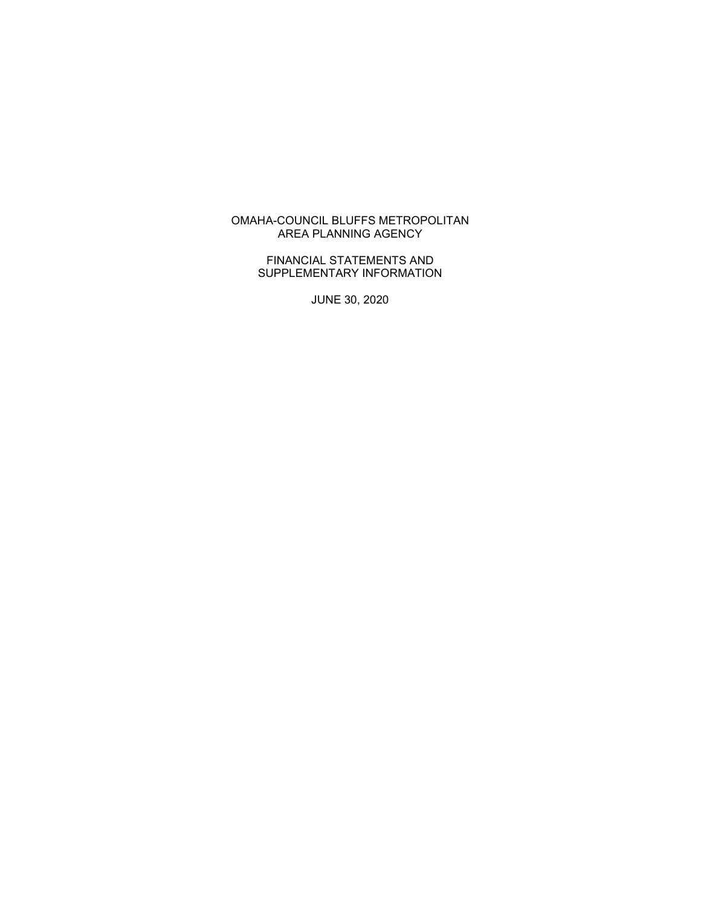# OMAHA-COUNCIL BLUFFS METROPOLITAN AREA PLANNING AGENCY

## FINANCIAL STATEMENTS AND SUPPLEMENTARY INFORMATION

JUNE 30, 2020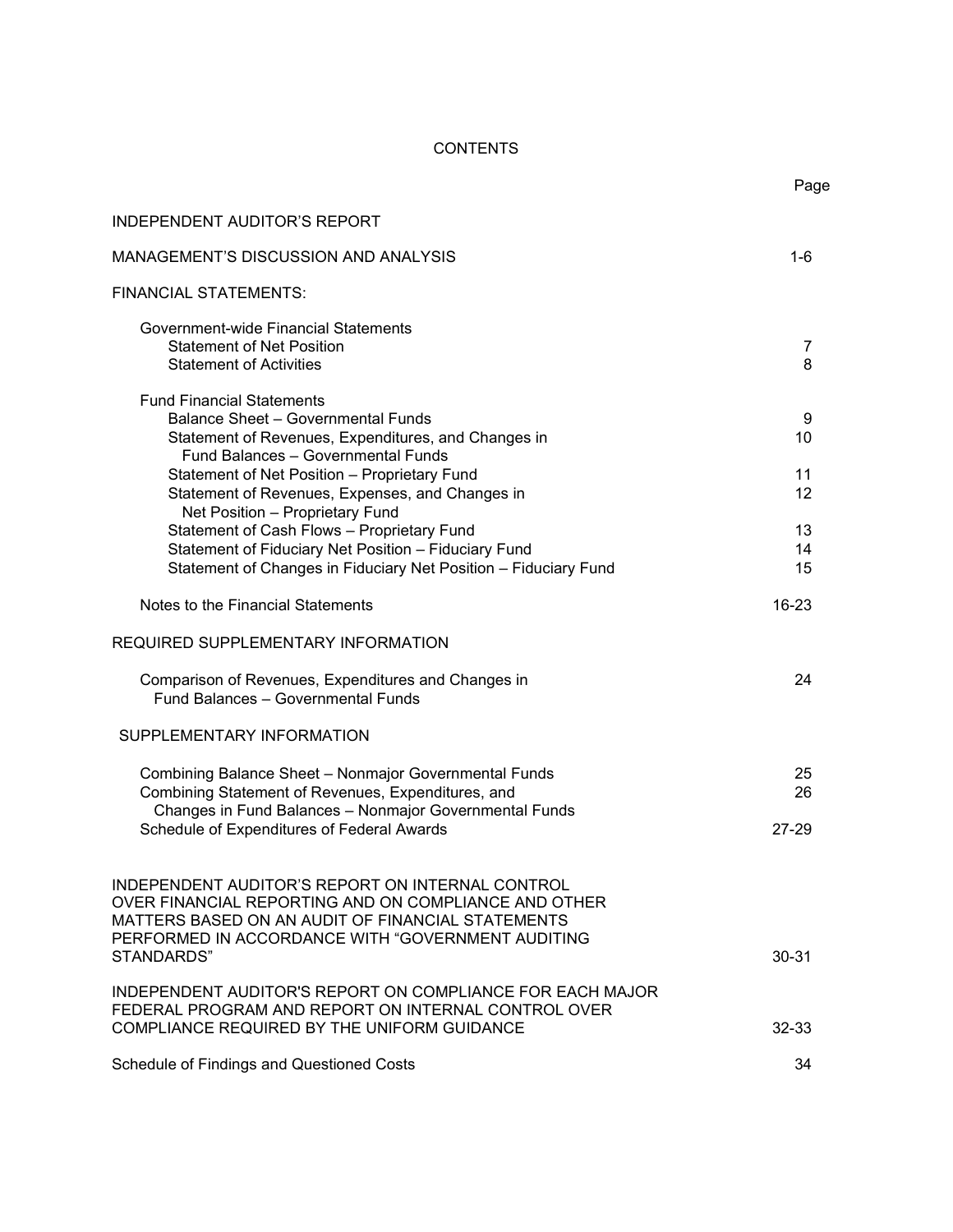# CONTENTS

| | Page |
|---|---|
| INDEPENDENT AUDITOR'S REPORT | |
| MANAGEMENT'S DISCUSSION AND ANALYSIS | 1-6 |
| FINANCIAL STATEMENTS: | |
| Government-wide Financial Statements | |
| Statement of Net Position | 7 |
| Statement of Activities | 8 |
| Fund Financial Statements | |
| Balance Sheet – Governmental Funds | 9 |
| Statement of Revenues, Expenditures, and Changes in Fund Balances – Governmental Funds | 10 |
| Statement of Net Position – Proprietary Fund | 11 |
| Statement of Revenues, Expenses, and Changes in Net Position – Proprietary Fund | 12 |
| Statement of Cash Flows – Proprietary Fund | 13 |
| Statement of Fiduciary Net Position – Fiduciary Fund | 14 |
| Statement of Changes in Fiduciary Net Position – Fiduciary Fund | 15 |
| Notes to the Financial Statements | 16-23 |
| REQUIRED SUPPLEMENTARY INFORMATION | |
| Comparison of Revenues, Expenditures and Changes in Fund Balances – Governmental Funds | 24 |
| SUPPLEMENTARY INFORMATION | |
| Combining Balance Sheet – Nonmajor Governmental Funds | 25 |
| Combining Statement of Revenues, Expenditures, and Changes in Fund Balances – Nonmajor Governmental Funds | 26 |
| Schedule of Expenditures of Federal Awards | 27-29 |
| INDEPENDENT AUDITOR'S REPORT ON INTERNAL CONTROL OVER FINANCIAL REPORTING AND ON COMPLIANCE AND OTHER MATTERS BASED ON AN AUDIT OF FINANCIAL STATEMENTS PERFORMED IN ACCORDANCE WITH "GOVERNMENT AUDITING STANDARDS" | 30-31 |
| INDEPENDENT AUDITOR'S REPORT ON COMPLIANCE FOR EACH MAJOR FEDERAL PROGRAM AND REPORT ON INTERNAL CONTROL OVER COMPLIANCE REQUIRED BY THE UNIFORM GUIDANCE | 32-33 |
| Schedule of Findings and Questioned Costs | 34 |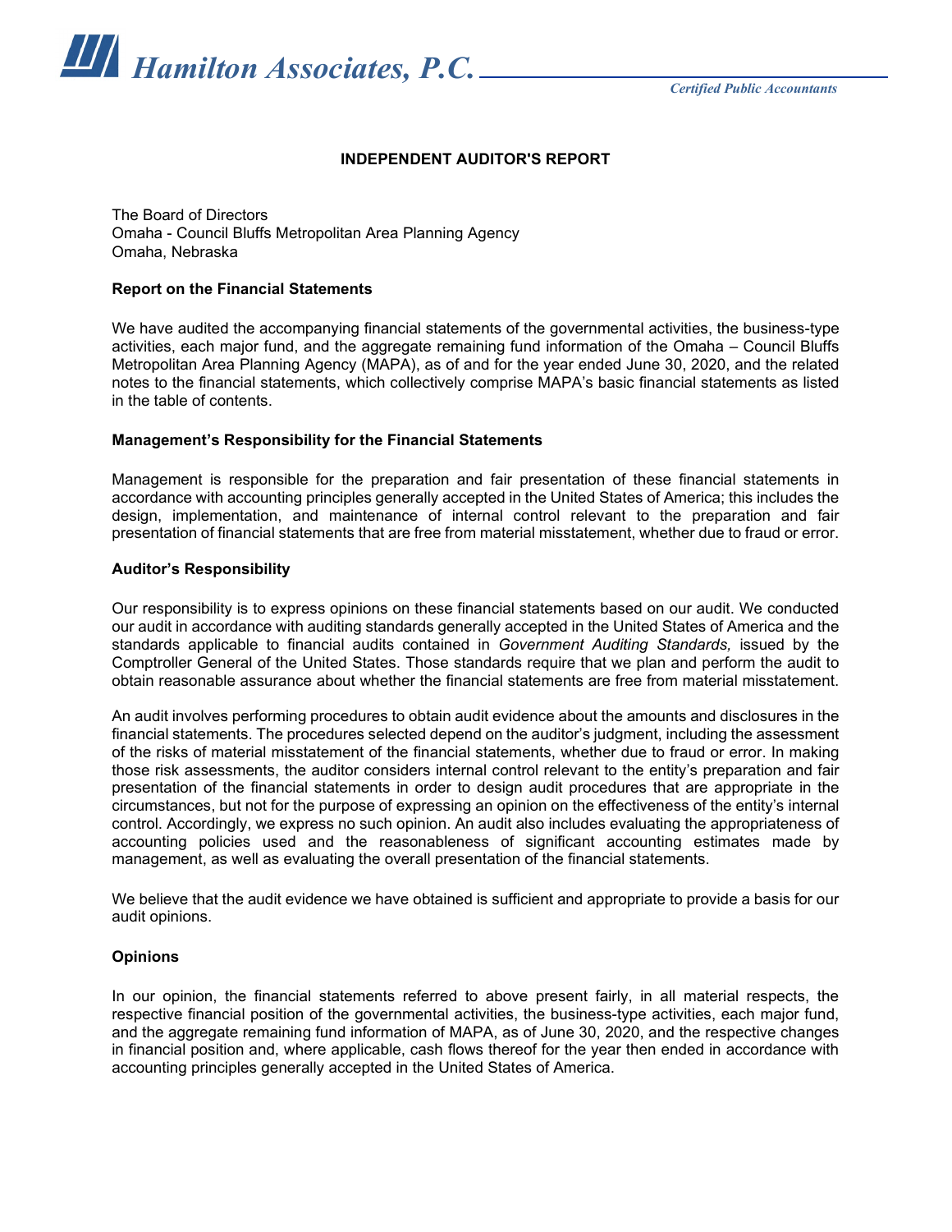Hamilton Associates, P.C.

*Certified Public Accountants*

## INDEPENDENT AUDITOR'S REPORT

The Board of Directors
Omaha - Council Bluffs Metropolitan Area Planning Agency
Omaha, Nebraska

### Report on the Financial Statements

We have audited the accompanying financial statements of the governmental activities, the business-type activities, each major fund, and the aggregate remaining fund information of the Omaha – Council Bluffs Metropolitan Area Planning Agency (MAPA), as of and for the year ended June 30, 2020, and the related notes to the financial statements, which collectively comprise MAPA's basic financial statements as listed in the table of contents.

### Management's Responsibility for the Financial Statements

Management is responsible for the preparation and fair presentation of these financial statements in accordance with accounting principles generally accepted in the United States of America; this includes the design, implementation, and maintenance of internal control relevant to the preparation and fair presentation of financial statements that are free from material misstatement, whether due to fraud or error.

### Auditor's Responsibility

Our responsibility is to express opinions on these financial statements based on our audit. We conducted our audit in accordance with auditing standards generally accepted in the United States of America and the standards applicable to financial audits contained in *Government Auditing Standards,* issued by the Comptroller General of the United States. Those standards require that we plan and perform the audit to obtain reasonable assurance about whether the financial statements are free from material misstatement.

An audit involves performing procedures to obtain audit evidence about the amounts and disclosures in the financial statements. The procedures selected depend on the auditor's judgment, including the assessment of the risks of material misstatement of the financial statements, whether due to fraud or error. In making those risk assessments, the auditor considers internal control relevant to the entity's preparation and fair presentation of the financial statements in order to design audit procedures that are appropriate in the circumstances, but not for the purpose of expressing an opinion on the effectiveness of the entity's internal control. Accordingly, we express no such opinion. An audit also includes evaluating the appropriateness of accounting policies used and the reasonableness of significant accounting estimates made by management, as well as evaluating the overall presentation of the financial statements.

We believe that the audit evidence we have obtained is sufficient and appropriate to provide a basis for our audit opinions.

### Opinions

In our opinion, the financial statements referred to above present fairly, in all material respects, the respective financial position of the governmental activities, the business-type activities, each major fund, and the aggregate remaining fund information of MAPA, as of June 30, 2020, and the respective changes in financial position and, where applicable, cash flows thereof for the year then ended in accordance with accounting principles generally accepted in the United States of America.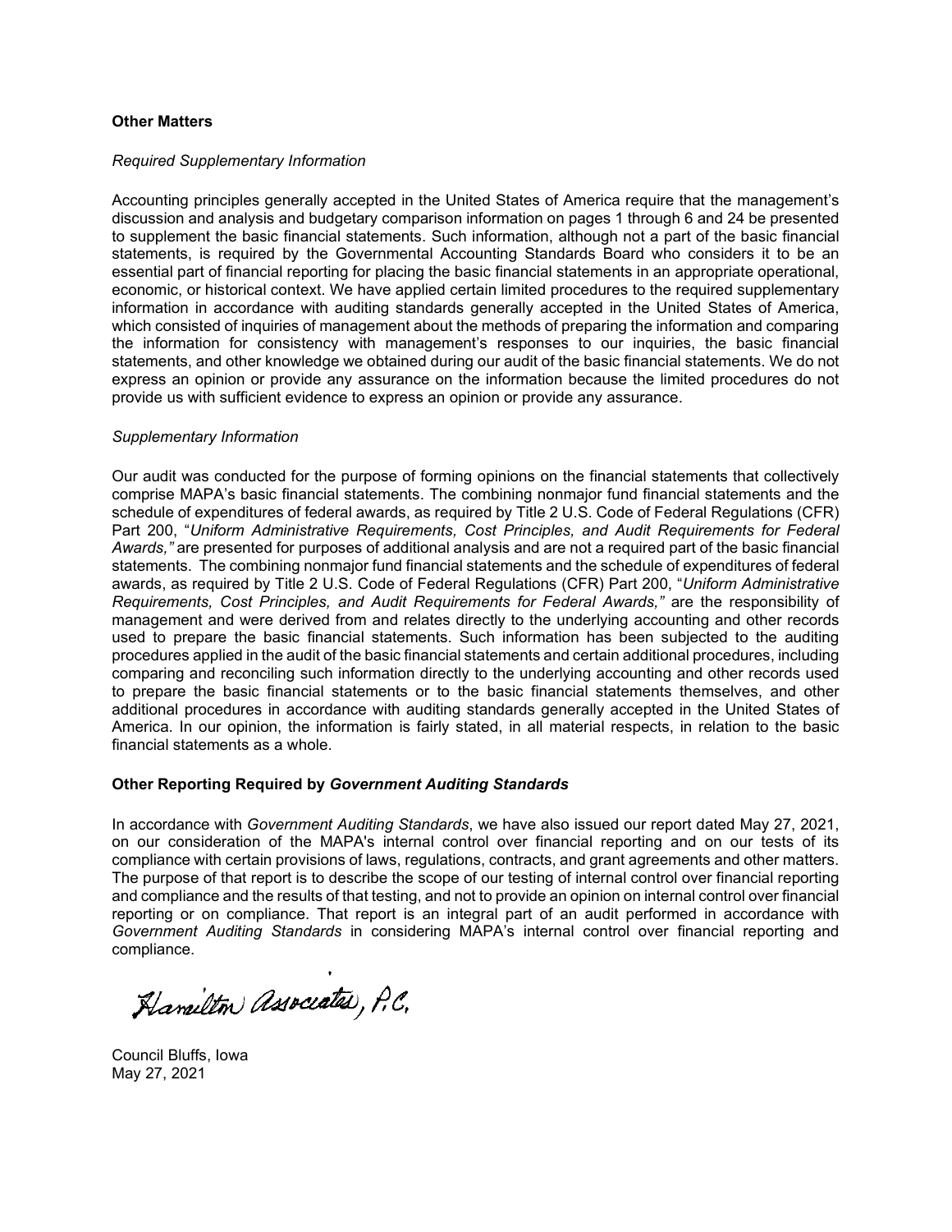### Other Matters

*Required Supplementary Information*

Accounting principles generally accepted in the United States of America require that the management's discussion and analysis and budgetary comparison information on pages 1 through 6 and 24 be presented to supplement the basic financial statements. Such information, although not a part of the basic financial statements, is required by the Governmental Accounting Standards Board who considers it to be an essential part of financial reporting for placing the basic financial statements in an appropriate operational, economic, or historical context. We have applied certain limited procedures to the required supplementary information in accordance with auditing standards generally accepted in the United States of America, which consisted of inquiries of management about the methods of preparing the information and comparing the information for consistency with management's responses to our inquiries, the basic financial statements, and other knowledge we obtained during our audit of the basic financial statements. We do not express an opinion or provide any assurance on the information because the limited procedures do not provide us with sufficient evidence to express an opinion or provide any assurance.

*Supplementary Information*

Our audit was conducted for the purpose of forming opinions on the financial statements that collectively comprise MAPA's basic financial statements. The combining nonmajor fund financial statements and the schedule of expenditures of federal awards, as required by Title 2 U.S. Code of Federal Regulations (CFR) Part 200, "*Uniform Administrative Requirements, Cost Principles, and Audit Requirements for Federal Awards,"* are presented for purposes of additional analysis and are not a required part of the basic financial statements. The combining nonmajor fund financial statements and the schedule of expenditures of federal awards, as required by Title 2 U.S. Code of Federal Regulations (CFR) Part 200, "*Uniform Administrative Requirements, Cost Principles, and Audit Requirements for Federal Awards,"* are the responsibility of management and were derived from and relates directly to the underlying accounting and other records used to prepare the basic financial statements. Such information has been subjected to the auditing procedures applied in the audit of the basic financial statements and certain additional procedures, including comparing and reconciling such information directly to the underlying accounting and other records used to prepare the basic financial statements or to the basic financial statements themselves, and other additional procedures in accordance with auditing standards generally accepted in the United States of America. In our opinion, the information is fairly stated, in all material respects, in relation to the basic financial statements as a whole.

### Other Reporting Required by *Government Auditing Standards*

In accordance with *Government Auditing Standards*, we have also issued our report dated May 27, 2021, on our consideration of the MAPA's internal control over financial reporting and on our tests of its compliance with certain provisions of laws, regulations, contracts, and grant agreements and other matters. The purpose of that report is to describe the scope of our testing of internal control over financial reporting and compliance and the results of that testing, and not to provide an opinion on internal control over financial reporting or on compliance. That report is an integral part of an audit performed in accordance with *Government Auditing Standards* in considering MAPA's internal control over financial reporting and compliance.

Hamilton Associates, P.C.

Council Bluffs, Iowa
May 27, 2021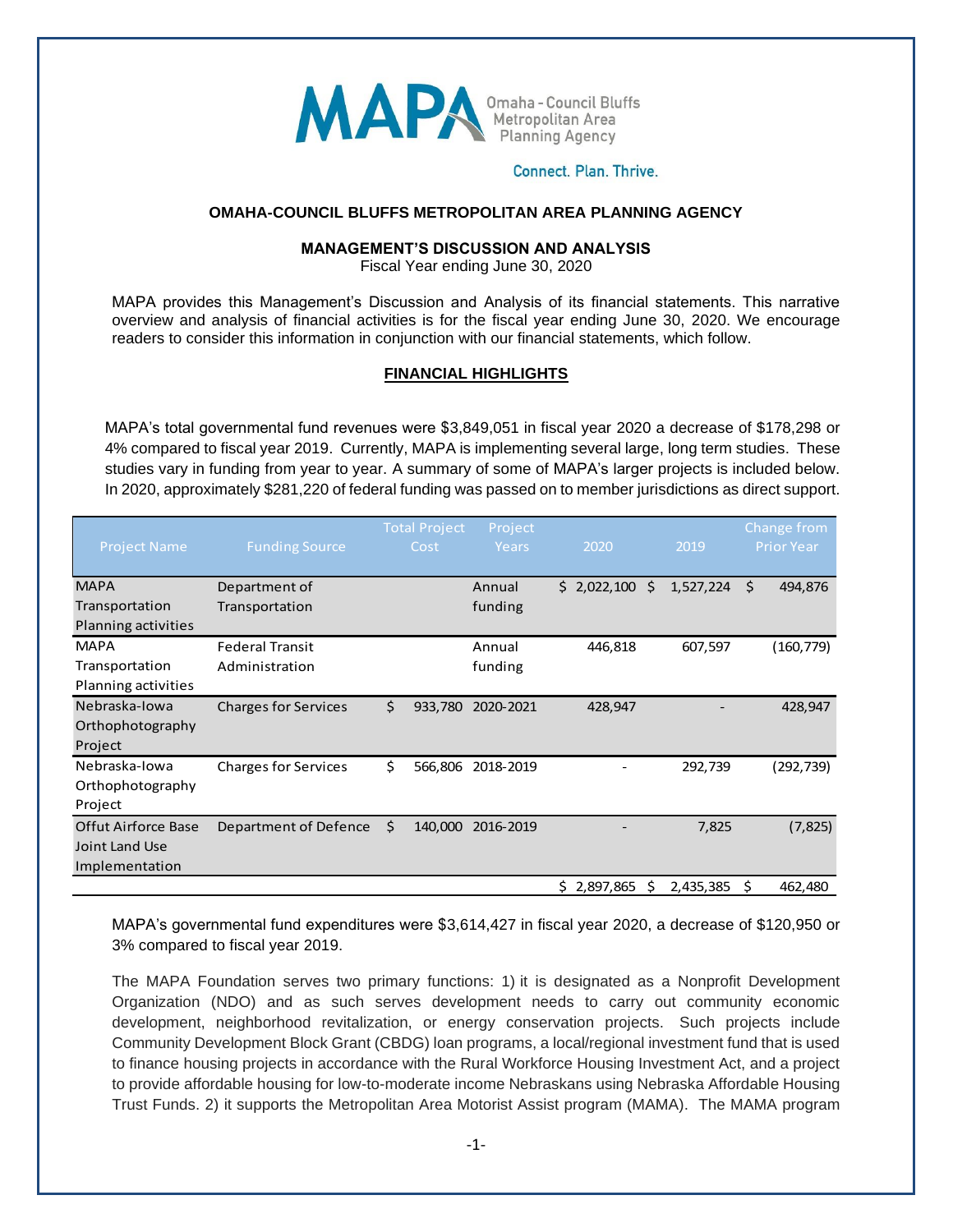**OMAHA-COUNCIL BLUFFS METROPOLITAN AREA PLANNING AGENCY**

**MANAGEMENT'S DISCUSSION AND ANALYSIS**

Fiscal Year ending June 30, 2020

MAPA provides this Management's Discussion and Analysis of its financial statements. This narrative overview and analysis of financial activities is for the fiscal year ending June 30, 2020. We encourage readers to consider this information in conjunction with our financial statements, which follow.

## FINANCIAL HIGHLIGHTS

MAPA's total governmental fund revenues were $3,849,051 in fiscal year 2020 a decrease of $178,298 or 4% compared to fiscal year 2019. Currently, MAPA is implementing several large, long term studies. These studies vary in funding from year to year. A summary of some of MAPA's larger projects is included below. In 2020, approximately $281,220 of federal funding was passed on to member jurisdictions as direct support.

| Project Name | Funding Source | Total Project Cost | Project Years | 2020 | 2019 | Change from Prior Year |
|---|---|---|---|---|---|---|
| MAPA Transportation Planning activities | Department of Transportation | | Annual funding | $ 2,022,100 | $ 1,527,224 | $ 494,876 |
| MAPA Transportation Planning activities | Federal Transit Administration | | Annual funding | 446,818 | 607,597 | (160,779) |
| Nebraska-Iowa Orthophotography Project | Charges for Services | $ 933,780 | 2020-2021 | 428,947 | - | 428,947 |
| Nebraska-Iowa Orthophotography Project | Charges for Services | $ 566,806 | 2018-2019 | - | 292,739 | (292,739) |
| Offut Airforce Base Joint Land Use Implementation | Department of Defence | $ 140,000 | 2016-2019 | - | 7,825 | (7,825) |
| | | | | $ 2,897,865 | $ 2,435,385 | $ 462,480 |

MAPA's governmental fund expenditures were $3,614,427 in fiscal year 2020, a decrease of $120,950 or 3% compared to fiscal year 2019.

The MAPA Foundation serves two primary functions: 1) it is designated as a Nonprofit Development Organization (NDO) and as such serves development needs to carry out community economic development, neighborhood revitalization, or energy conservation projects. Such projects include Community Development Block Grant (CBDG) loan programs, a local/regional investment fund that is used to finance housing projects in accordance with the Rural Workforce Housing Investment Act, and a project to provide affordable housing for low-to-moderate income Nebraskans using Nebraska Affordable Housing Trust Funds. 2) it supports the Metropolitan Area Motorist Assist program (MAMA). The MAMA program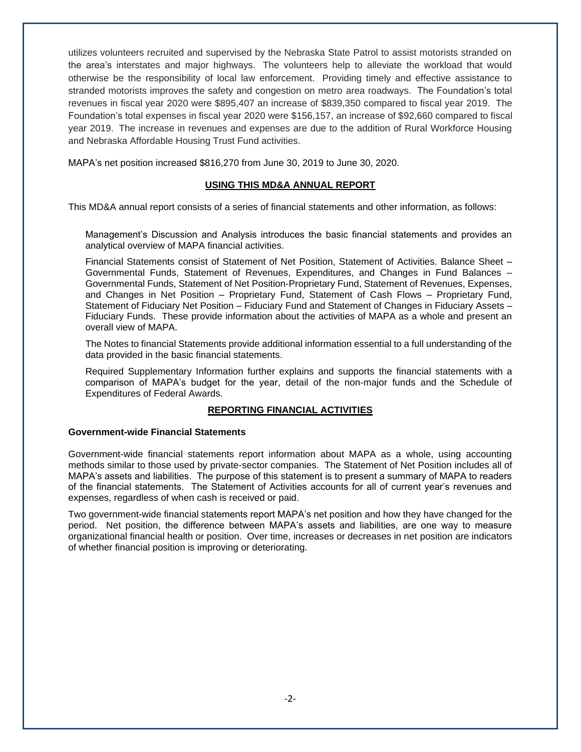utilizes volunteers recruited and supervised by the Nebraska State Patrol to assist motorists stranded on the area's interstates and major highways. The volunteers help to alleviate the workload that would otherwise be the responsibility of local law enforcement. Providing timely and effective assistance to stranded motorists improves the safety and congestion on metro area roadways. The Foundation's total revenues in fiscal year 2020 were $895,407 an increase of $839,350 compared to fiscal year 2019. The Foundation's total expenses in fiscal year 2020 were $156,157, an increase of $92,660 compared to fiscal year 2019. The increase in revenues and expenses are due to the addition of Rural Workforce Housing and Nebraska Affordable Housing Trust Fund activities.

MAPA's net position increased $816,270 from June 30, 2019 to June 30, 2020.

## USING THIS MD&A ANNUAL REPORT

This MD&A annual report consists of a series of financial statements and other information, as follows:

Management's Discussion and Analysis introduces the basic financial statements and provides an analytical overview of MAPA financial activities.

Financial Statements consist of Statement of Net Position, Statement of Activities. Balance Sheet – Governmental Funds, Statement of Revenues, Expenditures, and Changes in Fund Balances – Governmental Funds, Statement of Net Position-Proprietary Fund, Statement of Revenues, Expenses, and Changes in Net Position – Proprietary Fund, Statement of Cash Flows – Proprietary Fund, Statement of Fiduciary Net Position – Fiduciary Fund and Statement of Changes in Fiduciary Assets – Fiduciary Funds. These provide information about the activities of MAPA as a whole and present an overall view of MAPA.

The Notes to financial Statements provide additional information essential to a full understanding of the data provided in the basic financial statements.

Required Supplementary Information further explains and supports the financial statements with a comparison of MAPA's budget for the year, detail of the non-major funds and the Schedule of Expenditures of Federal Awards.

## REPORTING FINANCIAL ACTIVITIES

### Government-wide Financial Statements

Government-wide financial statements report information about MAPA as a whole, using accounting methods similar to those used by private-sector companies. The Statement of Net Position includes all of MAPA's assets and liabilities. The purpose of this statement is to present a summary of MAPA to readers of the financial statements. The Statement of Activities accounts for all of current year's revenues and expenses, regardless of when cash is received or paid.

Two government-wide financial statements report MAPA's net position and how they have changed for the period. Net position, the difference between MAPA's assets and liabilities, are one way to measure organizational financial health or position. Over time, increases or decreases in net position are indicators of whether financial position is improving or deteriorating.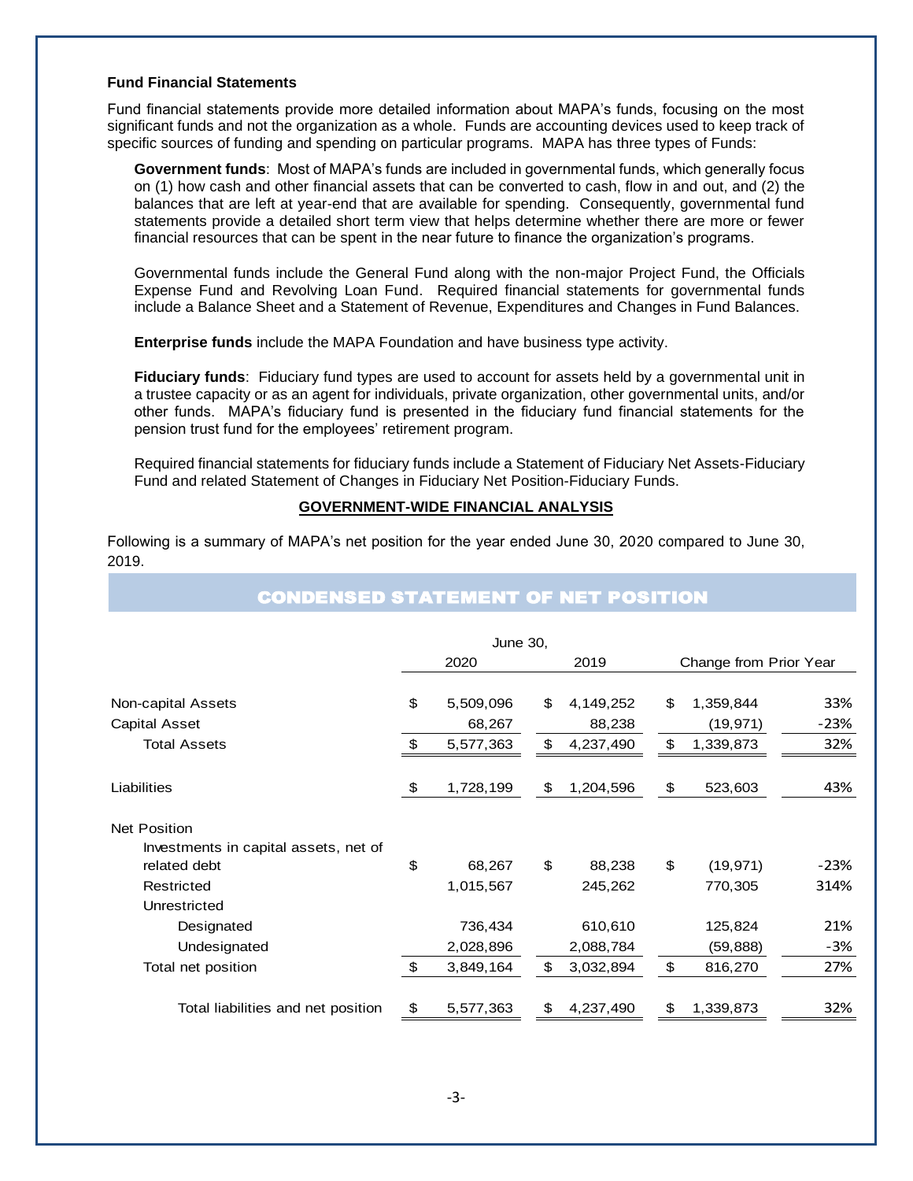### Fund Financial Statements

Fund financial statements provide more detailed information about MAPA's funds, focusing on the most significant funds and not the organization as a whole. Funds are accounting devices used to keep track of specific sources of funding and spending on particular programs. MAPA has three types of Funds:

**Government funds**: Most of MAPA's funds are included in governmental funds, which generally focus on (1) how cash and other financial assets that can be converted to cash, flow in and out, and (2) the balances that are left at year-end that are available for spending. Consequently, governmental fund statements provide a detailed short term view that helps determine whether there are more or fewer financial resources that can be spent in the near future to finance the organization's programs.

Governmental funds include the General Fund along with the non-major Project Fund, the Officials Expense Fund and Revolving Loan Fund. Required financial statements for governmental funds include a Balance Sheet and a Statement of Revenue, Expenditures and Changes in Fund Balances.

**Enterprise funds** include the MAPA Foundation and have business type activity.

**Fiduciary funds**: Fiduciary fund types are used to account for assets held by a governmental unit in a trustee capacity or as an agent for individuals, private organization, other governmental units, and/or other funds. MAPA's fiduciary fund is presented in the fiduciary fund financial statements for the pension trust fund for the employees' retirement program.

Required financial statements for fiduciary funds include a Statement of Fiduciary Net Assets-Fiduciary Fund and related Statement of Changes in Fiduciary Net Position-Fiduciary Funds.

## GOVERNMENT-WIDE FINANCIAL ANALYSIS

Following is a summary of MAPA's net position for the year ended June 30, 2020 compared to June 30, 2019.

## CONDENSED STATEMENT OF NET POSITION

| | June 30, 2020 | June 30, 2019 | Change from Prior Year | |
|---|---|---|---|---|
| Non-capital Assets | $ 5,509,096 | $ 4,149,252 | $ 1,359,844 | 33% |
| Capital Asset | 68,267 | 88,238 | (19,971) | -23% |
| Total Assets | $ 5,577,363 | $ 4,237,490 | $ 1,339,873 | 32% |
| Liabilities | $ 1,728,199 | $ 1,204,596 | $ 523,603 | 43% |
| Net Position | | | | |
| Investments in capital assets, net of related debt | $ 68,267 | $ 88,238 | $ (19,971) | -23% |
| Restricted | 1,015,567 | 245,262 | 770,305 | 314% |
| Unrestricted | | | | |
| Designated | 736,434 | 610,610 | 125,824 | 21% |
| Undesignated | 2,028,896 | 2,088,784 | (59,888) | -3% |
| Total net position | $ 3,849,164 | $ 3,032,894 | $ 816,270 | 27% |
| Total liabilities and net position | $ 5,577,363 | $ 4,237,490 | $ 1,339,873 | 32% |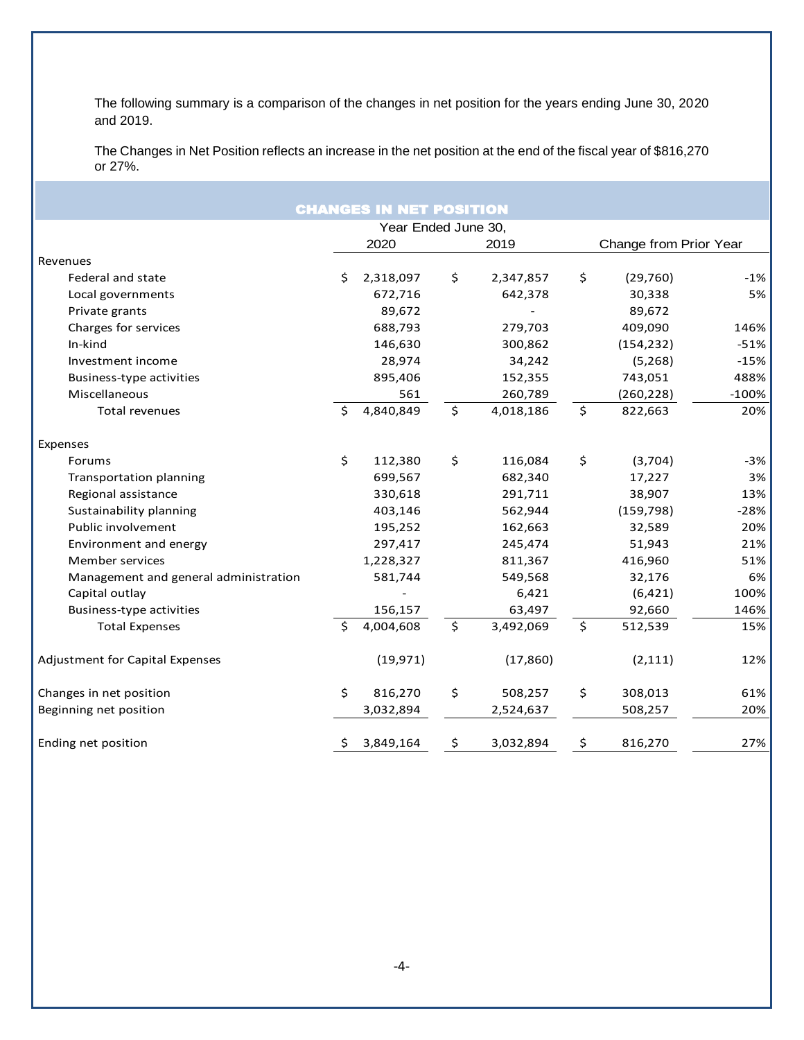The following summary is a comparison of the changes in net position for the years ending June 30, 2020 and 2019.

The Changes in Net Position reflects an increase in the net position at the end of the fiscal year of $816,270 or 27%.

## CHANGES IN NET POSITION

| | Year Ended June 30, | | | |
|---|---|---|---|---|
| | 2020 | 2019 | Change from Prior Year | |
| **Revenues** | | | | |
| Federal and state | $ 2,318,097 | $ 2,347,857 | $ (29,760) | -1% |
| Local governments | 672,716 | 642,378 | 30,338 | 5% |
| Private grants | 89,672 | - | 89,672 | |
| Charges for services | 688,793 | 279,703 | 409,090 | 146% |
| In-kind | 146,630 | 300,862 | (154,232) | -51% |
| Investment income | 28,974 | 34,242 | (5,268) | -15% |
| Business-type activities | 895,406 | 152,355 | 743,051 | 488% |
| Miscellaneous | 561 | 260,789 | (260,228) | -100% |
| Total revenues | $ 4,840,849 | $ 4,018,186 | $ 822,663 | 20% |
| **Expenses** | | | | |
| Forums | $ 112,380 | $ 116,084 | $ (3,704) | -3% |
| Transportation planning | 699,567 | 682,340 | 17,227 | 3% |
| Regional assistance | 330,618 | 291,711 | 38,907 | 13% |
| Sustainability planning | 403,146 | 562,944 | (159,798) | -28% |
| Public involvement | 195,252 | 162,663 | 32,589 | 20% |
| Environment and energy | 297,417 | 245,474 | 51,943 | 21% |
| Member services | 1,228,327 | 811,367 | 416,960 | 51% |
| Management and general administration | 581,744 | 549,568 | 32,176 | 6% |
| Capital outlay | - | 6,421 | (6,421) | 100% |
| Business-type activities | 156,157 | 63,497 | 92,660 | 146% |
| Total Expenses | $ 4,004,608 | $ 3,492,069 | $ 512,539 | 15% |
| Adjustment for Capital Expenses | (19,971) | (17,860) | (2,111) | 12% |
| Changes in net position | $ 816,270 | $ 508,257 | $ 308,013 | 61% |
| Beginning net position | 3,032,894 | 2,524,637 | 508,257 | 20% |
| Ending net position | $ 3,849,164 | $ 3,032,894 | $ 816,270 | 27% |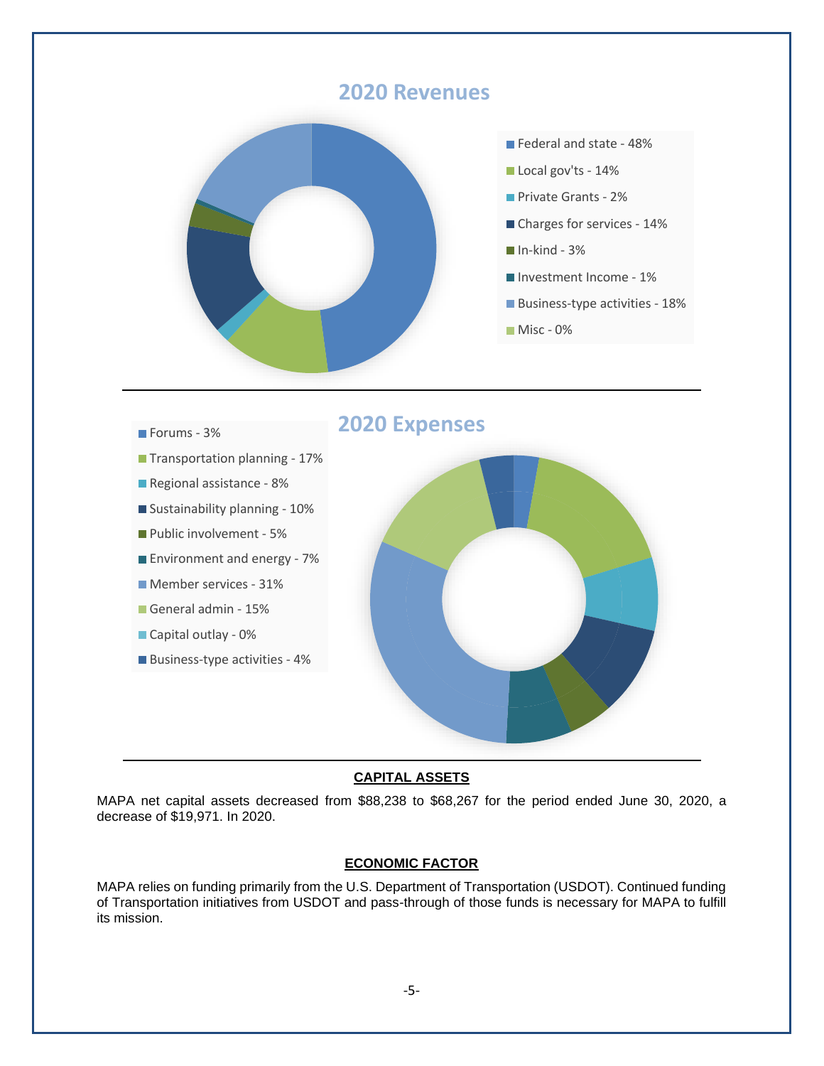## 2020 Revenues

- Federal and state - 48%
- Local gov'ts - 14%
- Private Grants - 2%
- Charges for services - 14%
- In-kind - 3%
- Investment Income - 1%
- Business-type activities - 18%
- Misc - 0%

## 2020 Expenses

- Forums - 3%
- Transportation planning - 17%
- Regional assistance - 8%
- Sustainability planning - 10%
- Public involvement - 5%
- Environment and energy - 7%
- Member services - 31%
- General admin - 15%
- Capital outlay - 0%
- Business-type activities - 4%

### CAPITAL ASSETS

MAPA net capital assets decreased from $88,238 to $68,267 for the period ended June 30, 2020, a decrease of $19,971. In 2020.

### ECONOMIC FACTOR

MAPA relies on funding primarily from the U.S. Department of Transportation (USDOT). Continued funding of Transportation initiatives from USDOT and pass-through of those funds is necessary for MAPA to fulfill its mission.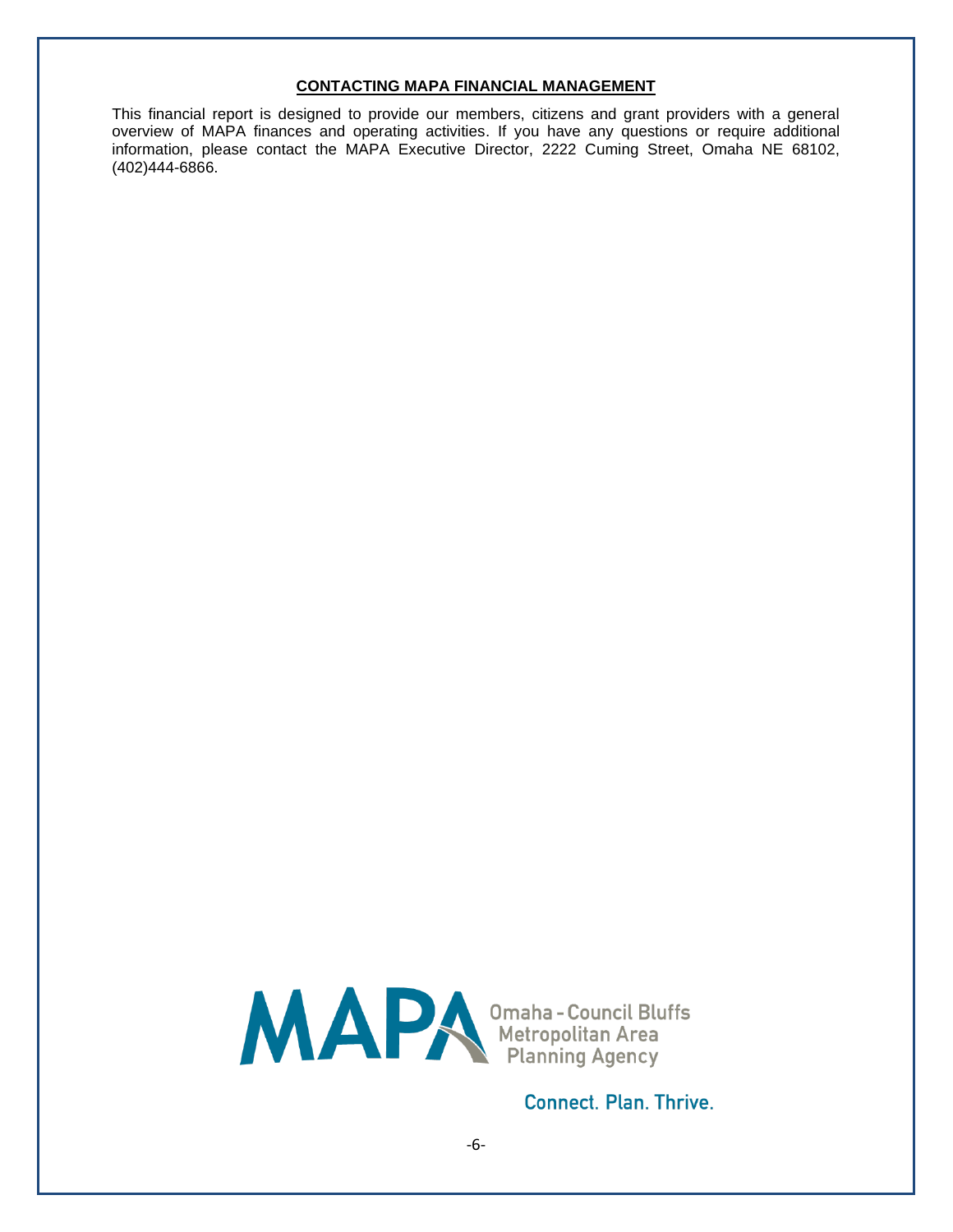**CONTACTING MAPA FINANCIAL MANAGEMENT**

This financial report is designed to provide our members, citizens and grant providers with a general overview of MAPA finances and operating activities. If you have any questions or require additional information, please contact the MAPA Executive Director, 2222 Cuming Street, Omaha NE 68102, (402)444-6866.

MAPA Omaha - Council Bluffs Metropolitan Area Planning Agency

Connect. Plan. Thrive.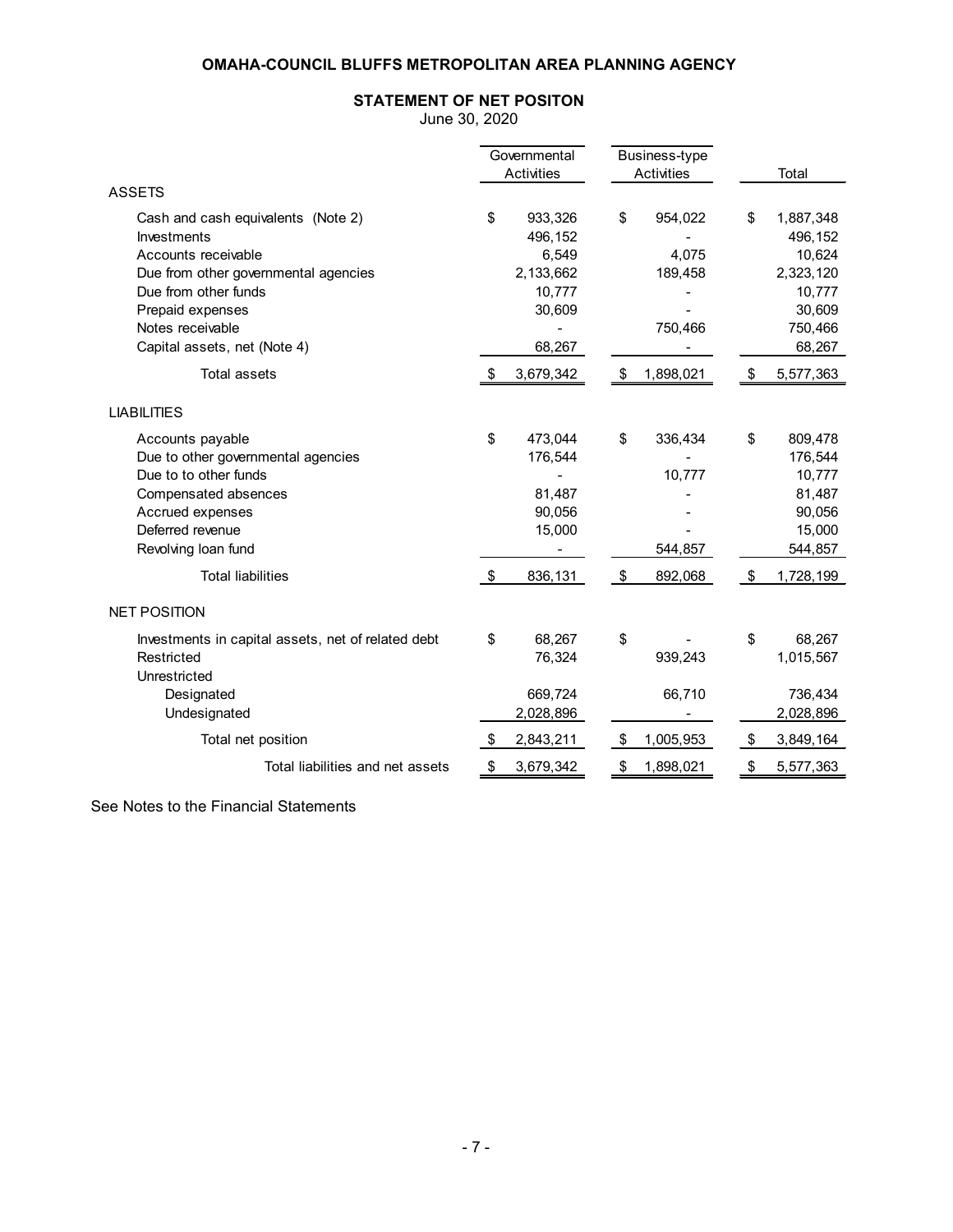# OMAHA-COUNCIL BLUFFS METROPOLITAN AREA PLANNING AGENCY

## STATEMENT OF NET POSITON

June 30, 2020

| | Governmental Activities | Business-type Activities | Total |
|---|---|---|---|
| **ASSETS** | | | |
| Cash and cash equivalents (Note 2) | $ 933,326 | $ 954,022 | $ 1,887,348 |
| Investments | 496,152 | - | 496,152 |
| Accounts receivable | 6,549 | 4,075 | 10,624 |
| Due from other governmental agencies | 2,133,662 | 189,458 | 2,323,120 |
| Due from other funds | 10,777 | - | 10,777 |
| Prepaid expenses | 30,609 | - | 30,609 |
| Notes receivable | - | 750,466 | 750,466 |
| Capital assets, net (Note 4) | 68,267 | - | 68,267 |
| Total assets | $ 3,679,342 | $ 1,898,021 | $ 5,577,363 |
| **LIABILITIES** | | | |
| Accounts payable | $ 473,044 | $ 336,434 | $ 809,478 |
| Due to other governmental agencies | 176,544 | - | 176,544 |
| Due to to other funds | - | 10,777 | 10,777 |
| Compensated absences | 81,487 | - | 81,487 |
| Accrued expenses | 90,056 | - | 90,056 |
| Deferred revenue | 15,000 | - | 15,000 |
| Revolving loan fund | - | 544,857 | 544,857 |
| Total liabilities | $ 836,131 | $ 892,068 | $ 1,728,199 |
| **NET POSITION** | | | |
| Investments in capital assets, net of related debt | $ 68,267 | $ - | $ 68,267 |
| Restricted | 76,324 | 939,243 | 1,015,567 |
| Unrestricted | | | |
| Designated | 669,724 | 66,710 | 736,434 |
| Undesignated | 2,028,896 | - | 2,028,896 |
| Total net position | $ 2,843,211 | $ 1,005,953 | $ 3,849,164 |
| Total liabilities and net assets | $ 3,679,342 | $ 1,898,021 | $ 5,577,363 |

See Notes to the Financial Statements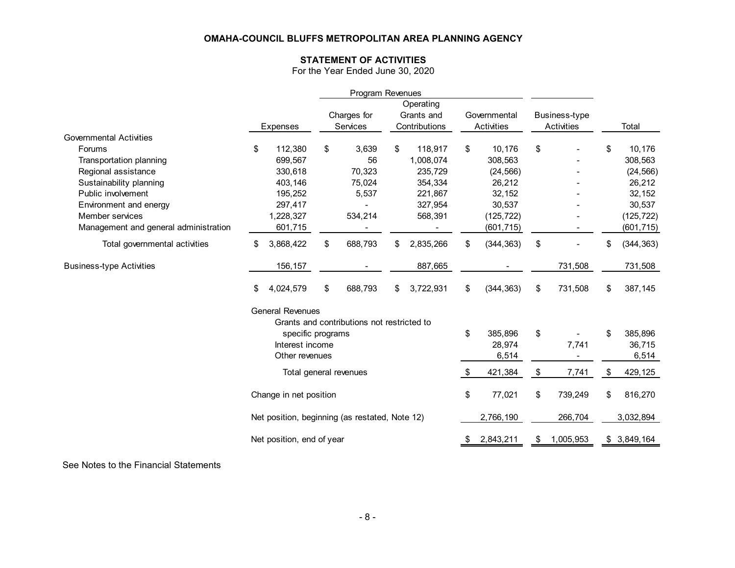**OMAHA-COUNCIL BLUFFS METROPOLITAN AREA PLANNING AGENCY**

**STATEMENT OF ACTIVITIES**

For the Year Ended June 30, 2020

| | | Program Revenues | | | | |
|---|---|---|---|---|---|---|
| | Expenses | Charges for Services | Operating Grants and Contributions | Governmental Activities | Business-type Activities | Total |
| Governmental Activities | | | | | | |
| Forums | $ 112,380 | $ 3,639 | $ 118,917 | $ 10,176 | $ - | $ 10,176 |
| Transportation planning | 699,567 | 56 | 1,008,074 | 308,563 | - | 308,563 |
| Regional assistance | 330,618 | 70,323 | 235,729 | (24,566) | - | (24,566) |
| Sustainability planning | 403,146 | 75,024 | 354,334 | 26,212 | - | 26,212 |
| Public involvement | 195,252 | 5,537 | 221,867 | 32,152 | - | 32,152 |
| Environment and energy | 297,417 | - | 327,954 | 30,537 | - | 30,537 |
| Member services | 1,228,327 | 534,214 | 568,391 | (125,722) | - | (125,722) |
| Management and general administration | 601,715 | - | - | (601,715) | - | (601,715) |
| Total governmental activities | $ 3,868,422 | $ 688,793 | $ 2,835,266 | $ (344,363) | $ - | $ (344,363) |
| Business-type Activities | 156,157 | - | 887,665 | - | 731,508 | 731,508 |
| | $ 4,024,579 | $ 688,793 | $ 3,722,931 | $ (344,363) | $ 731,508 | $ 387,145 |
| General Revenues | | | | | | |
| Grants and contributions not restricted to specific programs | | | | $ 385,896 | $ - | $ 385,896 |
| Interest income | | | | 28,974 | 7,741 | 36,715 |
| Other revenues | | | | 6,514 | - | 6,514 |
| Total general revenues | | | | $ 421,384 | $ 7,741 | $ 429,125 |
| Change in net position | | | | $ 77,021 | $ 739,249 | $ 816,270 |
| Net position, beginning (as restated, Note 12) | | | | 2,766,190 | 266,704 | 3,032,894 |
| Net position, end of year | | | | $ 2,843,211 | $ 1,005,953 | $ 3,849,164 |

See Notes to the Financial Statements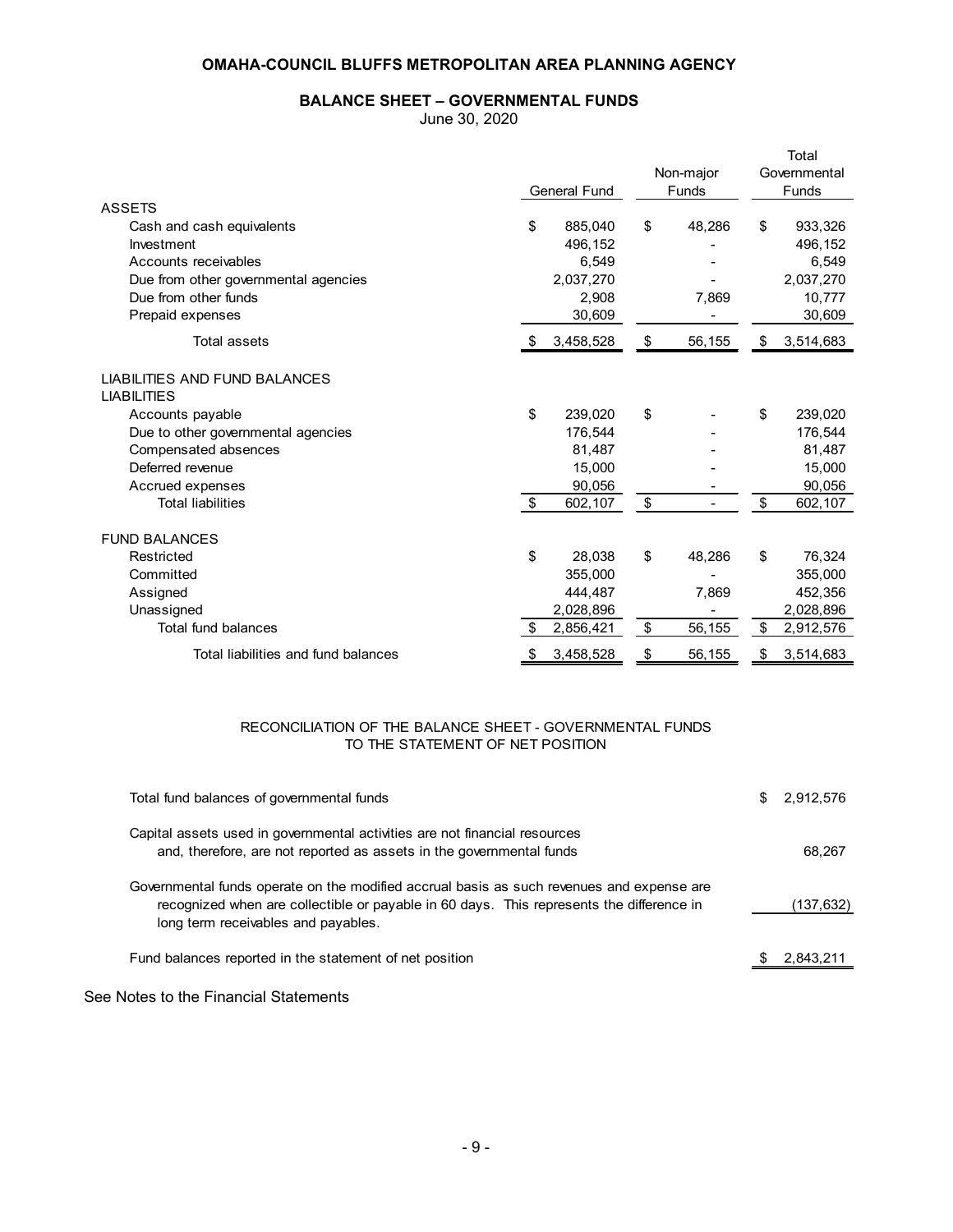# OMAHA-COUNCIL BLUFFS METROPOLITAN AREA PLANNING AGENCY

## BALANCE SHEET – GOVERNMENTAL FUNDS

June 30, 2020

| | General Fund | Non-major Funds | Total Governmental Funds |
|---|---|---|---|
| **ASSETS** | | | |
| Cash and cash equivalents | $ 885,040 | $ 48,286 | $ 933,326 |
| Investment | 496,152 | - | 496,152 |
| Accounts receivables | 6,549 | - | 6,549 |
| Due from other governmental agencies | 2,037,270 | - | 2,037,270 |
| Due from other funds | 2,908 | 7,869 | 10,777 |
| Prepaid expenses | 30,609 | - | 30,609 |
| Total assets | $ 3,458,528 | $ 56,155 | $ 3,514,683 |
| **LIABILITIES AND FUND BALANCES** | | | |
| **LIABILITIES** | | | |
| Accounts payable | $ 239,020 | $ - | $ 239,020 |
| Due to other governmental agencies | 176,544 | - | 176,544 |
| Compensated absences | 81,487 | - | 81,487 |
| Deferred revenue | 15,000 | - | 15,000 |
| Accrued expenses | 90,056 | - | 90,056 |
| Total liabilities | $ 602,107 | $ - | $ 602,107 |
| **FUND BALANCES** | | | |
| Restricted | $ 28,038 | $ 48,286 | $ 76,324 |
| Committed | 355,000 | - | 355,000 |
| Assigned | 444,487 | 7,869 | 452,356 |
| Unassigned | 2,028,896 | - | 2,028,896 |
| Total fund balances | $ 2,856,421 | $ 56,155 | $ 2,912,576 |
| Total liabilities and fund balances | $ 3,458,528 | $ 56,155 | $ 3,514,683 |

### RECONCILIATION OF THE BALANCE SHEET - GOVERNMENTAL FUNDS TO THE STATEMENT OF NET POSITION

| | |
|---|---|
| Total fund balances of governmental funds | $ 2,912,576 |
| Capital assets used in governmental activities are not financial resources and, therefore, are not reported as assets in the governmental funds | 68,267 |
| Governmental funds operate on the modified accrual basis as such revenues and expense are recognized when are collectible or payable in 60 days. This represents the difference in long term receivables and payables. | (137,632) |
| Fund balances reported in the statement of net position | $ 2,843,211 |

See Notes to the Financial Statements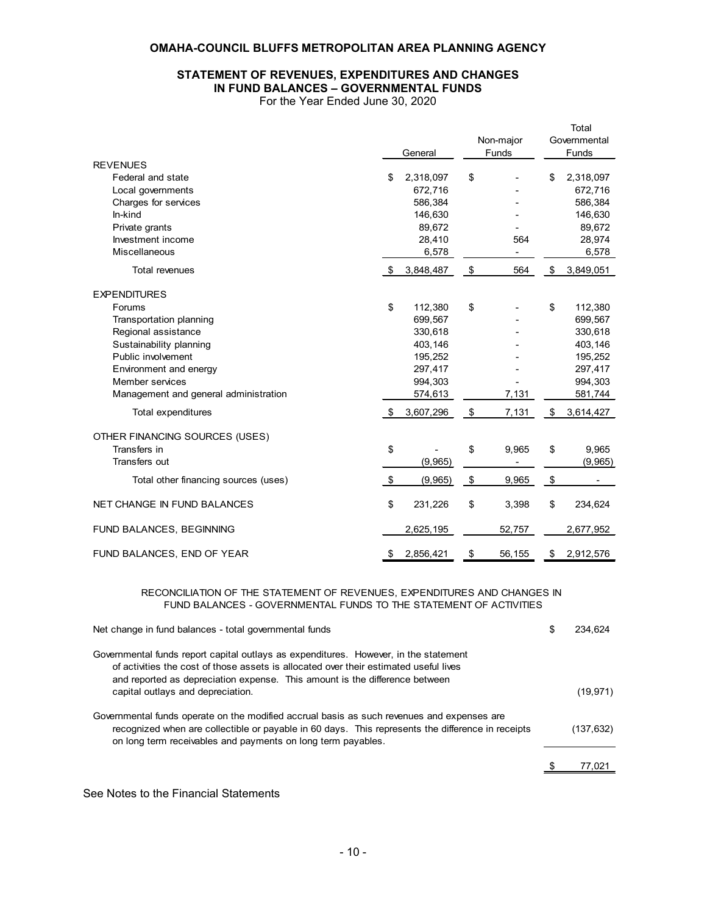# OMAHA-COUNCIL BLUFFS METROPOLITAN AREA PLANNING AGENCY

## STATEMENT OF REVENUES, EXPENDITURES AND CHANGES IN FUND BALANCES – GOVERNMENTAL FUNDS

For the Year Ended June 30, 2020

| | General | Non-major Funds | Total Governmental Funds |
|---|---|---|---|
| **REVENUES** | | | |
| Federal and state | $ 2,318,097 | $ - | $ 2,318,097 |
| Local governments | 672,716 | - | 672,716 |
| Charges for services | 586,384 | - | 586,384 |
| In-kind | 146,630 | - | 146,630 |
| Private grants | 89,672 | - | 89,672 |
| Investment income | 28,410 | 564 | 28,974 |
| Miscellaneous | 6,578 | - | 6,578 |
| Total revenues | $ 3,848,487 | $ 564 | $ 3,849,051 |
| **EXPENDITURES** | | | |
| Forums | $ 112,380 | $ - | $ 112,380 |
| Transportation planning | 699,567 | - | 699,567 |
| Regional assistance | 330,618 | - | 330,618 |
| Sustainability planning | 403,146 | - | 403,146 |
| Public involvement | 195,252 | - | 195,252 |
| Environment and energy | 297,417 | - | 297,417 |
| Member services | 994,303 | - | 994,303 |
| Management and general administration | 574,613 | 7,131 | 581,744 |
| Total expenditures | $ 3,607,296 | $ 7,131 | $ 3,614,427 |
| **OTHER FINANCING SOURCES (USES)** | | | |
| Transfers in | $ - | $ 9,965 | $ 9,965 |
| Transfers out | (9,965) | - | (9,965) |
| Total other financing sources (uses) | $ (9,965) | $ 9,965 | $ - |
| NET CHANGE IN FUND BALANCES | $ 231,226 | $ 3,398 | $ 234,624 |
| FUND BALANCES, BEGINNING | 2,625,195 | 52,757 | 2,677,952 |
| FUND BALANCES, END OF YEAR | $ 2,856,421 | $ 56,155 | $ 2,912,576 |

### RECONCILIATION OF THE STATEMENT OF REVENUES, EXPENDITURES AND CHANGES IN FUND BALANCES - GOVERNMENTAL FUNDS TO THE STATEMENT OF ACTIVITIES

| | |
|---|---|
| Net change in fund balances - total governmental funds | $ 234,624 |
| Governmental funds report capital outlays as expenditures. However, in the statement of activities the cost of those assets is allocated over their estimated useful lives and reported as depreciation expense. This amount is the difference between capital outlays and depreciation. | (19,971) |
| Governmental funds operate on the modified accrual basis as such revenues and expenses are recognized when are collectible or payable in 60 days. This represents the difference in receipts on long term receivables and payments on long term payables. | (137,632) |
| | $ 77,021 |

See Notes to the Financial Statements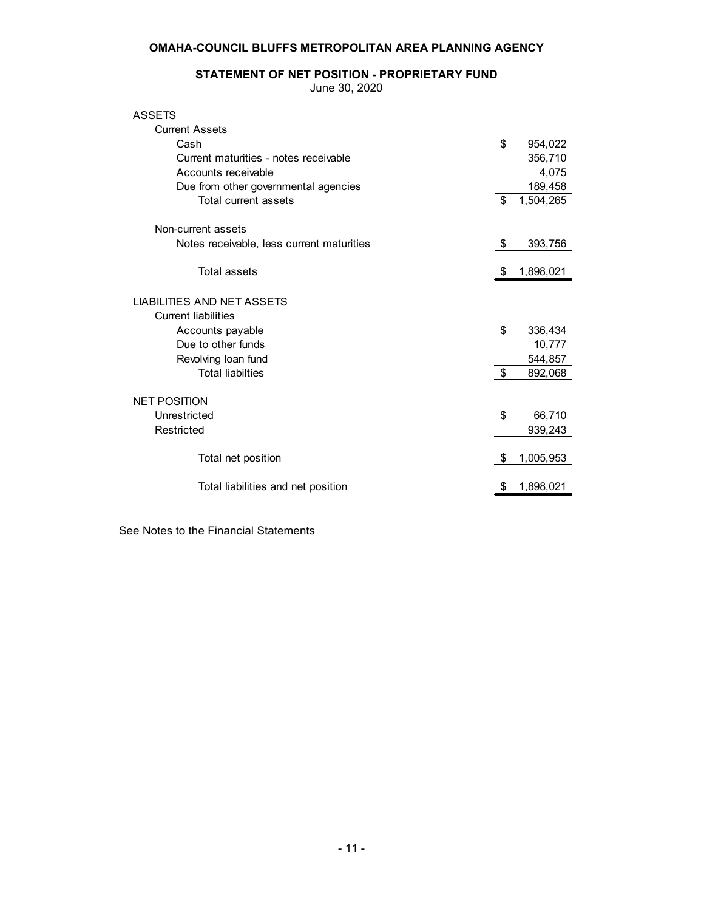# OMAHA-COUNCIL BLUFFS METROPOLITAN AREA PLANNING AGENCY

## STATEMENT OF NET POSITION - PROPRIETARY FUND

June 30, 2020

| | |
|---|---|
| **ASSETS** | |
| Current Assets | |
| Cash | $ 954,022 |
| Current maturities - notes receivable | 356,710 |
| Accounts receivable | 4,075 |
| Due from other governmental agencies | 189,458 |
| Total current assets | $ 1,504,265 |
| | |
| Non-current assets | |
| Notes receivable, less current maturities | $ 393,756 |
| | |
| Total assets | $ 1,898,021 |
| | |
| **LIABILITIES AND NET ASSETS** | |
| Current liabilities | |
| Accounts payable | $ 336,434 |
| Due to other funds | 10,777 |
| Revolving loan fund | 544,857 |
| Total liabilties | $ 892,068 |
| | |
| **NET POSITION** | |
| Unrestricted | $ 66,710 |
| Restricted | 939,243 |
| | |
| Total net position | $ 1,005,953 |
| | |
| Total liabilities and net position | $ 1,898,021 |

See Notes to the Financial Statements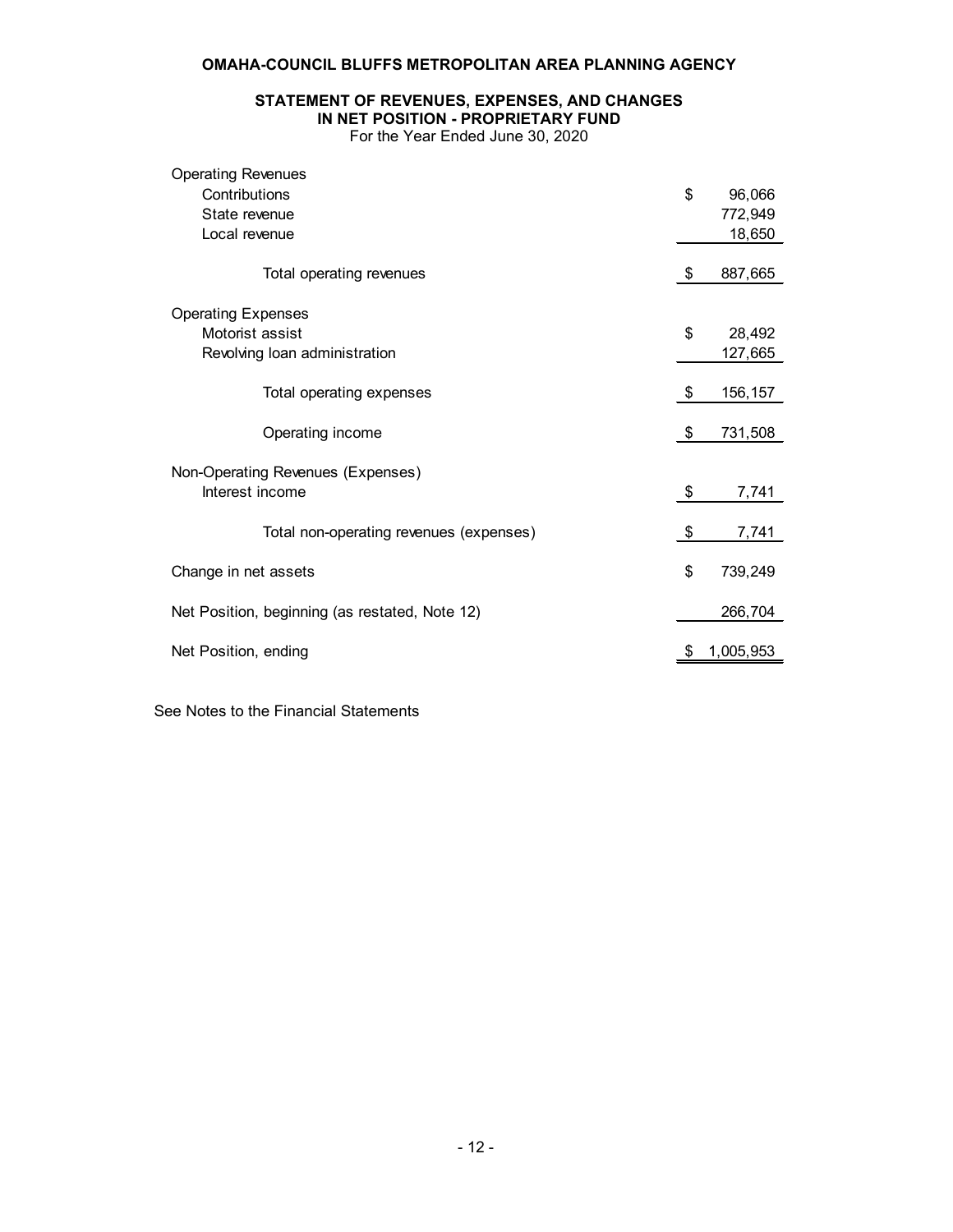# OMAHA-COUNCIL BLUFFS METROPOLITAN AREA PLANNING AGENCY

## STATEMENT OF REVENUES, EXPENSES, AND CHANGES IN NET POSITION - PROPRIETARY FUND

For the Year Ended June 30, 2020

| | |
|---|---|
| **Operating Revenues** | |
| Contributions | $ 96,066 |
| State revenue | 772,949 |
| Local revenue | 18,650 |
| Total operating revenues | $ 887,665 |
| **Operating Expenses** | |
| Motorist assist | $ 28,492 |
| Revolving loan administration | 127,665 |
| Total operating expenses | $ 156,157 |
| Operating income | $ 731,508 |
| **Non-Operating Revenues (Expenses)** | |
| Interest income | $ 7,741 |
| Total non-operating revenues (expenses) | $ 7,741 |
| Change in net assets | $ 739,249 |
| Net Position, beginning (as restated, Note 12) | 266,704 |
| Net Position, ending | $ 1,005,953 |

See Notes to the Financial Statements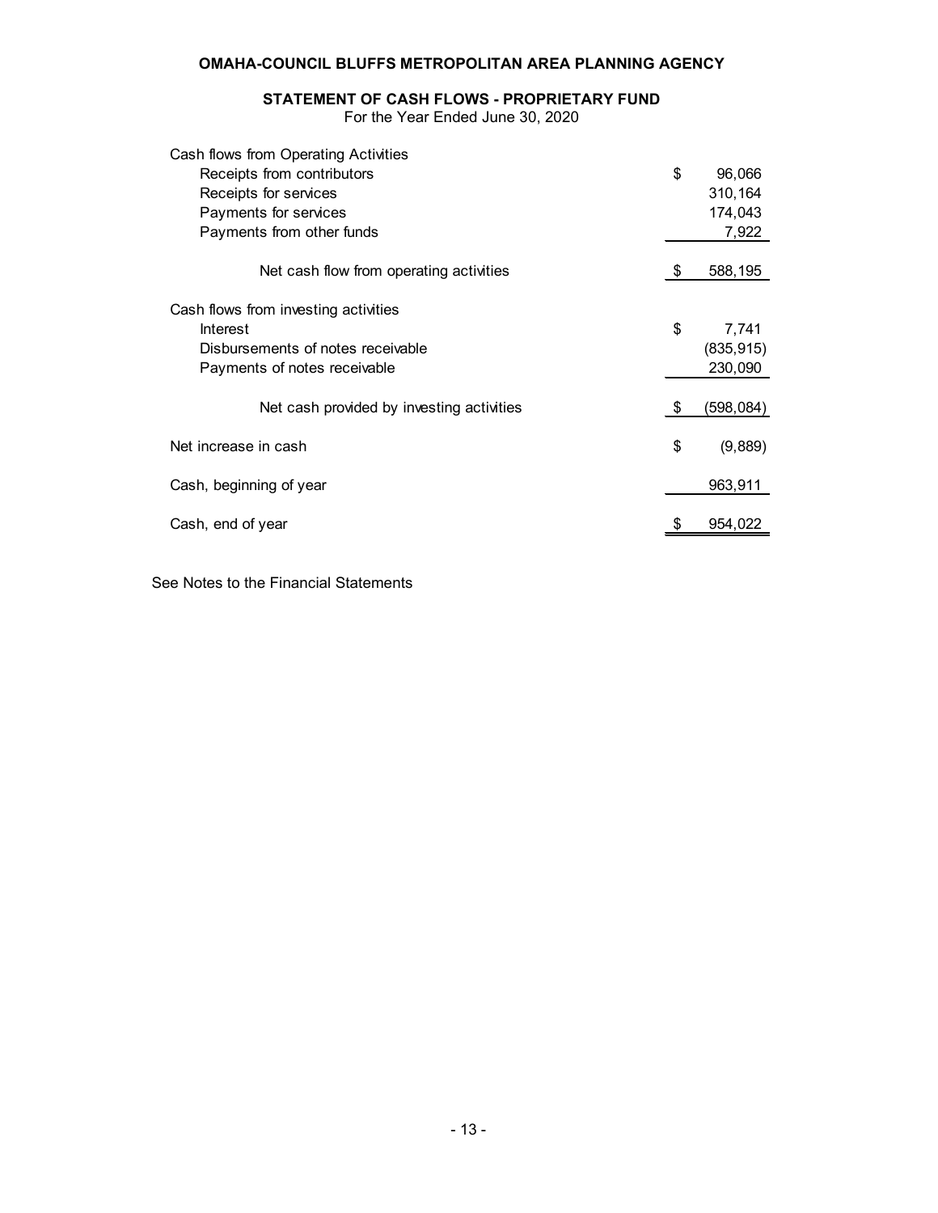**OMAHA-COUNCIL BLUFFS METROPOLITAN AREA PLANNING AGENCY**

**STATEMENT OF CASH FLOWS - PROPRIETARY FUND**
For the Year Ended June 30, 2020

| | | |
|---|---|---|
| Cash flows from Operating Activities | | |
| Receipts from contributors | $ | 96,066 |
| Receipts for services | | 310,164 |
| Payments for services | | 174,043 |
| Payments from other funds | | 7,922 |
| Net cash flow from operating activities | $ | 588,195 |
| Cash flows from investing activities | | |
| Interest | $ | 7,741 |
| Disbursements of notes receivable | | (835,915) |
| Payments of notes receivable | | 230,090 |
| Net cash provided by investing activities | $ | (598,084) |
| Net increase in cash | $ | (9,889) |
| Cash, beginning of year | | 963,911 |
| Cash, end of year | $ | 954,022 |

See Notes to the Financial Statements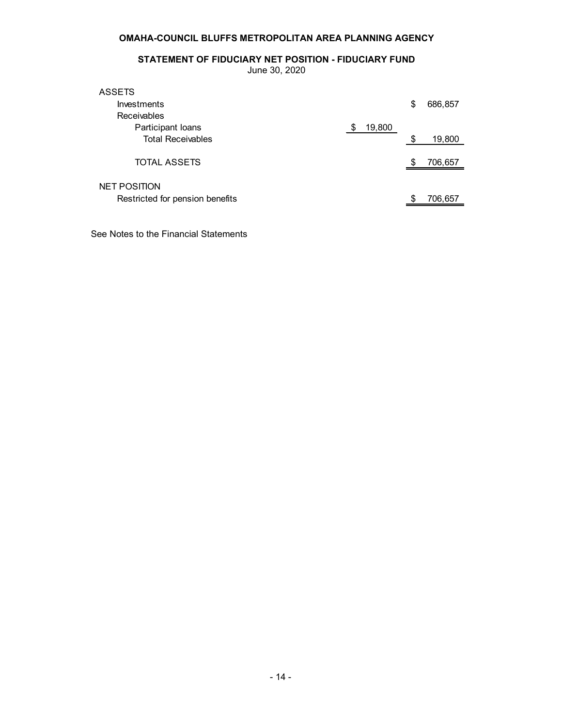# OMAHA-COUNCIL BLUFFS METROPOLITAN AREA PLANNING AGENCY

## STATEMENT OF FIDUCIARY NET POSITION - FIDUCIARY FUND

June 30, 2020

| | | |
|---|---|---|
| **ASSETS** | | |
| Investments | | $ 686,857 |
| Receivables | | |
| Participant loans | $ 19,800 | |
| Total Receivables | | $ 19,800 |
| TOTAL ASSETS | | $ 706,657 |
| **NET POSITION** | | |
| Restricted for pension benefits | | $ 706,657 |

See Notes to the Financial Statements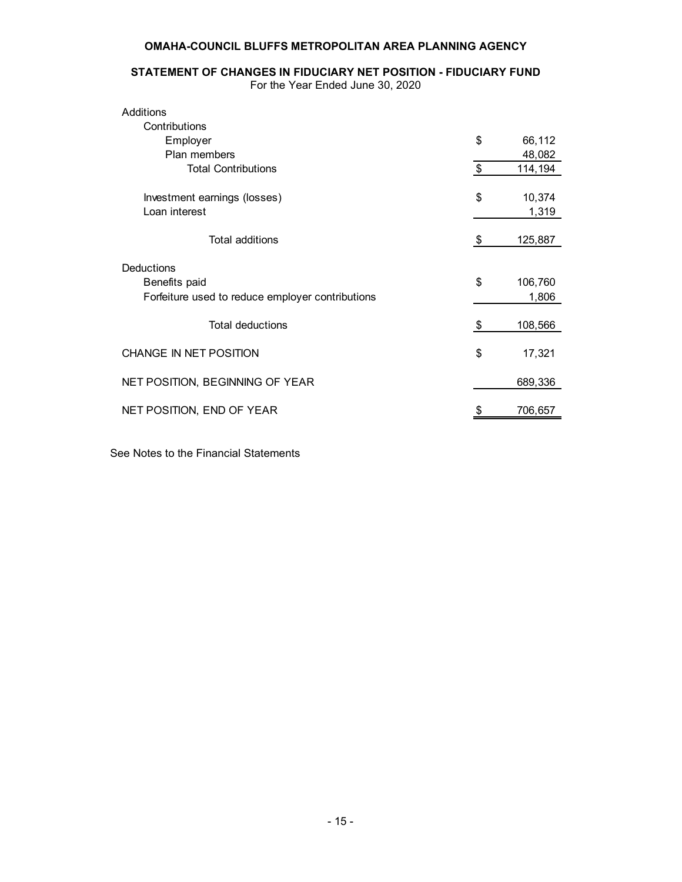**OMAHA-COUNCIL BLUFFS METROPOLITAN AREA PLANNING AGENCY**

**STATEMENT OF CHANGES IN FIDUCIARY NET POSITION - FIDUCIARY FUND**

For the Year Ended June 30, 2020

| | |
|---|---|
| Additions | |
| Contributions | |
| Employer | $ 66,112 |
| Plan members | 48,082 |
| Total Contributions | $ 114,194 |
| | |
| Investment earnings (losses) | $ 10,374 |
| Loan interest | 1,319 |
| | |
| Total additions | $ 125,887 |
| | |
| Deductions | |
| Benefits paid | $ 106,760 |
| Forfeiture used to reduce employer contributions | 1,806 |
| | |
| Total deductions | $ 108,566 |
| | |
| CHANGE IN NET POSITION | $ 17,321 |
| | |
| NET POSITION, BEGINNING OF YEAR | 689,336 |
| | |
| NET POSITION, END OF YEAR | $ 706,657 |

See Notes to the Financial Statements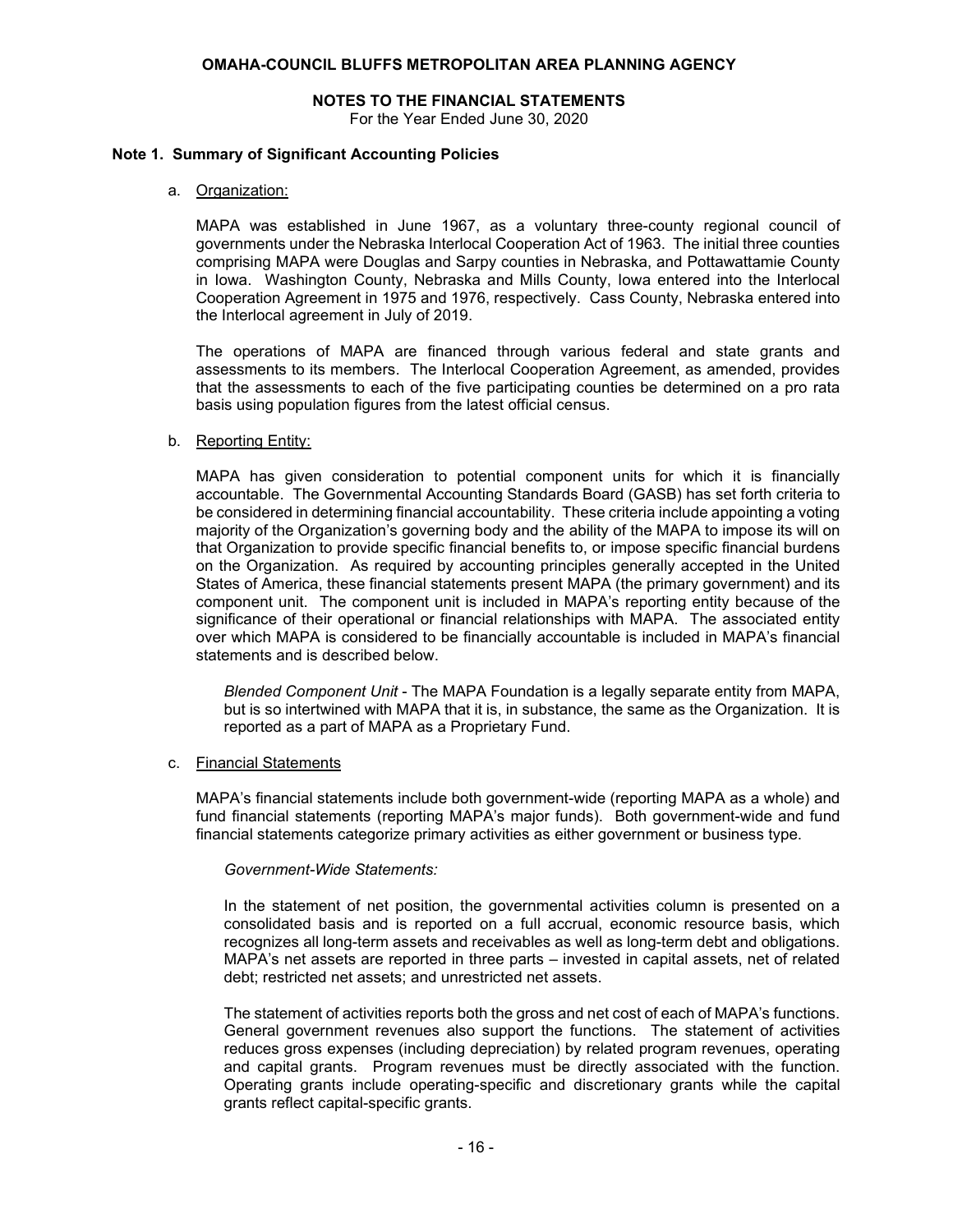**OMAHA-COUNCIL BLUFFS METROPOLITAN AREA PLANNING AGENCY**

**NOTES TO THE FINANCIAL STATEMENTS**
For the Year Ended June 30, 2020

## Note 1. Summary of Significant Accounting Policies

a. Organization:

MAPA was established in June 1967, as a voluntary three-county regional council of governments under the Nebraska Interlocal Cooperation Act of 1963. The initial three counties comprising MAPA were Douglas and Sarpy counties in Nebraska, and Pottawattamie County in Iowa. Washington County, Nebraska and Mills County, Iowa entered into the Interlocal Cooperation Agreement in 1975 and 1976, respectively. Cass County, Nebraska entered into the Interlocal agreement in July of 2019.

The operations of MAPA are financed through various federal and state grants and assessments to its members. The Interlocal Cooperation Agreement, as amended, provides that the assessments to each of the five participating counties be determined on a pro rata basis using population figures from the latest official census.

b. Reporting Entity:

MAPA has given consideration to potential component units for which it is financially accountable. The Governmental Accounting Standards Board (GASB) has set forth criteria to be considered in determining financial accountability. These criteria include appointing a voting majority of the Organization's governing body and the ability of the MAPA to impose its will on that Organization to provide specific financial benefits to, or impose specific financial burdens on the Organization. As required by accounting principles generally accepted in the United States of America, these financial statements present MAPA (the primary government) and its component unit. The component unit is included in MAPA's reporting entity because of the significance of their operational or financial relationships with MAPA. The associated entity over which MAPA is considered to be financially accountable is included in MAPA's financial statements and is described below.

*Blended Component Unit* - The MAPA Foundation is a legally separate entity from MAPA, but is so intertwined with MAPA that it is, in substance, the same as the Organization. It is reported as a part of MAPA as a Proprietary Fund.

c. Financial Statements

MAPA's financial statements include both government-wide (reporting MAPA as a whole) and fund financial statements (reporting MAPA's major funds). Both government-wide and fund financial statements categorize primary activities as either government or business type.

*Government-Wide Statements:*

In the statement of net position, the governmental activities column is presented on a consolidated basis and is reported on a full accrual, economic resource basis, which recognizes all long-term assets and receivables as well as long-term debt and obligations. MAPA's net assets are reported in three parts – invested in capital assets, net of related debt; restricted net assets; and unrestricted net assets.

The statement of activities reports both the gross and net cost of each of MAPA's functions. General government revenues also support the functions. The statement of activities reduces gross expenses (including depreciation) by related program revenues, operating and capital grants. Program revenues must be directly associated with the function. Operating grants include operating-specific and discretionary grants while the capital grants reflect capital-specific grants.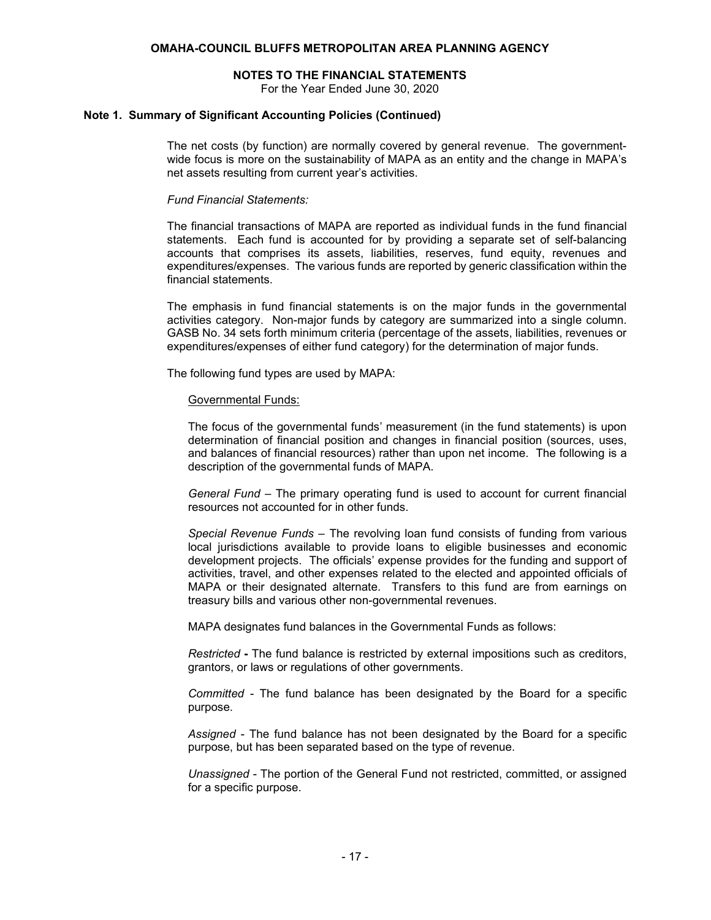## Note 1. Summary of Significant Accounting Policies (Continued)

The net costs (by function) are normally covered by general revenue. The government-wide focus is more on the sustainability of MAPA as an entity and the change in MAPA's net assets resulting from current year's activities.

*Fund Financial Statements:*

The financial transactions of MAPA are reported as individual funds in the fund financial statements. Each fund is accounted for by providing a separate set of self-balancing accounts that comprises its assets, liabilities, reserves, fund equity, revenues and expenditures/expenses. The various funds are reported by generic classification within the financial statements.

The emphasis in fund financial statements is on the major funds in the governmental activities category. Non-major funds by category are summarized into a single column. GASB No. 34 sets forth minimum criteria (percentage of the assets, liabilities, revenues or expenditures/expenses of either fund category) for the determination of major funds.

The following fund types are used by MAPA:

Governmental Funds:

The focus of the governmental funds' measurement (in the fund statements) is upon determination of financial position and changes in financial position (sources, uses, and balances of financial resources) rather than upon net income. The following is a description of the governmental funds of MAPA.

*General Fund* – The primary operating fund is used to account for current financial resources not accounted for in other funds.

*Special Revenue Funds* – The revolving loan fund consists of funding from various local jurisdictions available to provide loans to eligible businesses and economic development projects. The officials' expense provides for the funding and support of activities, travel, and other expenses related to the elected and appointed officials of MAPA or their designated alternate. Transfers to this fund are from earnings on treasury bills and various other non-governmental revenues.

MAPA designates fund balances in the Governmental Funds as follows:

*Restricted* **-** The fund balance is restricted by external impositions such as creditors, grantors, or laws or regulations of other governments.

*Committed* - The fund balance has been designated by the Board for a specific purpose.

*Assigned* - The fund balance has not been designated by the Board for a specific purpose, but has been separated based on the type of revenue.

*Unassigned* - The portion of the General Fund not restricted, committed, or assigned for a specific purpose.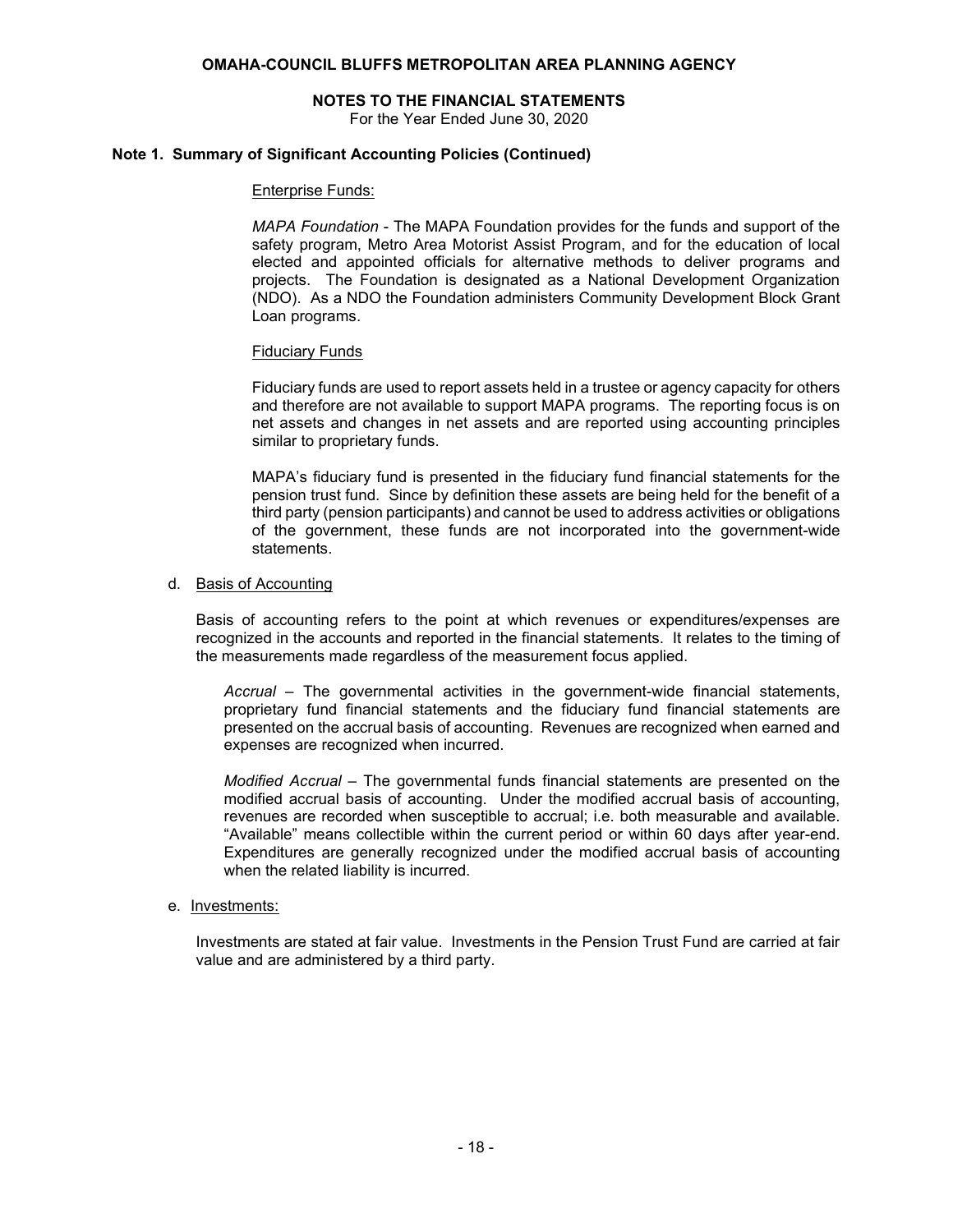**OMAHA-COUNCIL BLUFFS METROPOLITAN AREA PLANNING AGENCY**

**NOTES TO THE FINANCIAL STATEMENTS**

For the Year Ended June 30, 2020

**Note 1. Summary of Significant Accounting Policies (Continued)**

Enterprise Funds:

*MAPA Foundation* - The MAPA Foundation provides for the funds and support of the safety program, Metro Area Motorist Assist Program, and for the education of local elected and appointed officials for alternative methods to deliver programs and projects. The Foundation is designated as a National Development Organization (NDO). As a NDO the Foundation administers Community Development Block Grant Loan programs.

Fiduciary Funds

Fiduciary funds are used to report assets held in a trustee or agency capacity for others and therefore are not available to support MAPA programs. The reporting focus is on net assets and changes in net assets and are reported using accounting principles similar to proprietary funds.

MAPA's fiduciary fund is presented in the fiduciary fund financial statements for the pension trust fund. Since by definition these assets are being held for the benefit of a third party (pension participants) and cannot be used to address activities or obligations of the government, these funds are not incorporated into the government-wide statements.

d. Basis of Accounting

Basis of accounting refers to the point at which revenues or expenditures/expenses are recognized in the accounts and reported in the financial statements. It relates to the timing of the measurements made regardless of the measurement focus applied.

*Accrual* – The governmental activities in the government-wide financial statements, proprietary fund financial statements and the fiduciary fund financial statements are presented on the accrual basis of accounting. Revenues are recognized when earned and expenses are recognized when incurred.

*Modified Accrual* – The governmental funds financial statements are presented on the modified accrual basis of accounting. Under the modified accrual basis of accounting, revenues are recorded when susceptible to accrual; i.e. both measurable and available. "Available" means collectible within the current period or within 60 days after year-end. Expenditures are generally recognized under the modified accrual basis of accounting when the related liability is incurred.

e. Investments:

Investments are stated at fair value. Investments in the Pension Trust Fund are carried at fair value and are administered by a third party.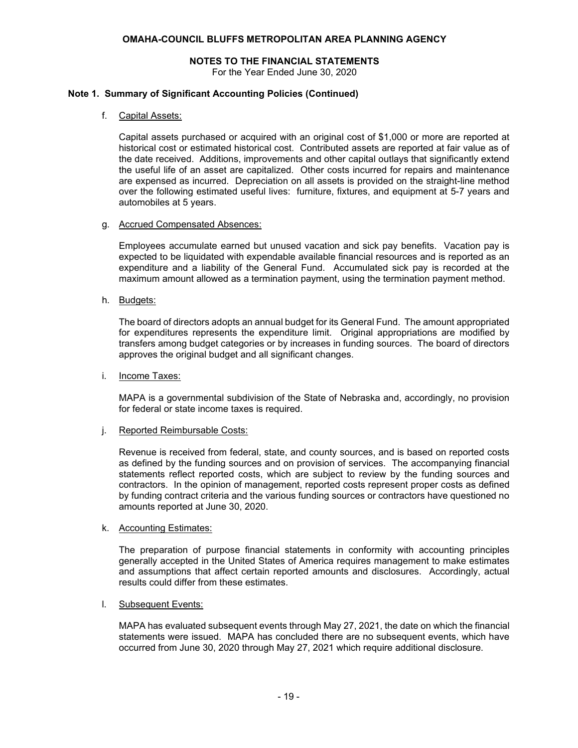**OMAHA-COUNCIL BLUFFS METROPOLITAN AREA PLANNING AGENCY**

**NOTES TO THE FINANCIAL STATEMENTS**

For the Year Ended June 30, 2020

**Note 1. Summary of Significant Accounting Policies (Continued)**

f. Capital Assets:

Capital assets purchased or acquired with an original cost of $1,000 or more are reported at historical cost or estimated historical cost. Contributed assets are reported at fair value as of the date received. Additions, improvements and other capital outlays that significantly extend the useful life of an asset are capitalized. Other costs incurred for repairs and maintenance are expensed as incurred. Depreciation on all assets is provided on the straight-line method over the following estimated useful lives: furniture, fixtures, and equipment at 5-7 years and automobiles at 5 years.

g. Accrued Compensated Absences:

Employees accumulate earned but unused vacation and sick pay benefits. Vacation pay is expected to be liquidated with expendable available financial resources and is reported as an expenditure and a liability of the General Fund. Accumulated sick pay is recorded at the maximum amount allowed as a termination payment, using the termination payment method.

h. Budgets:

The board of directors adopts an annual budget for its General Fund. The amount appropriated for expenditures represents the expenditure limit. Original appropriations are modified by transfers among budget categories or by increases in funding sources. The board of directors approves the original budget and all significant changes.

i. Income Taxes:

MAPA is a governmental subdivision of the State of Nebraska and, accordingly, no provision for federal or state income taxes is required.

j. Reported Reimbursable Costs:

Revenue is received from federal, state, and county sources, and is based on reported costs as defined by the funding sources and on provision of services. The accompanying financial statements reflect reported costs, which are subject to review by the funding sources and contractors. In the opinion of management, reported costs represent proper costs as defined by funding contract criteria and the various funding sources or contractors have questioned no amounts reported at June 30, 2020.

k. Accounting Estimates:

The preparation of purpose financial statements in conformity with accounting principles generally accepted in the United States of America requires management to make estimates and assumptions that affect certain reported amounts and disclosures. Accordingly, actual results could differ from these estimates.

l. Subsequent Events:

MAPA has evaluated subsequent events through May 27, 2021, the date on which the financial statements were issued. MAPA has concluded there are no subsequent events, which have occurred from June 30, 2020 through May 27, 2021 which require additional disclosure.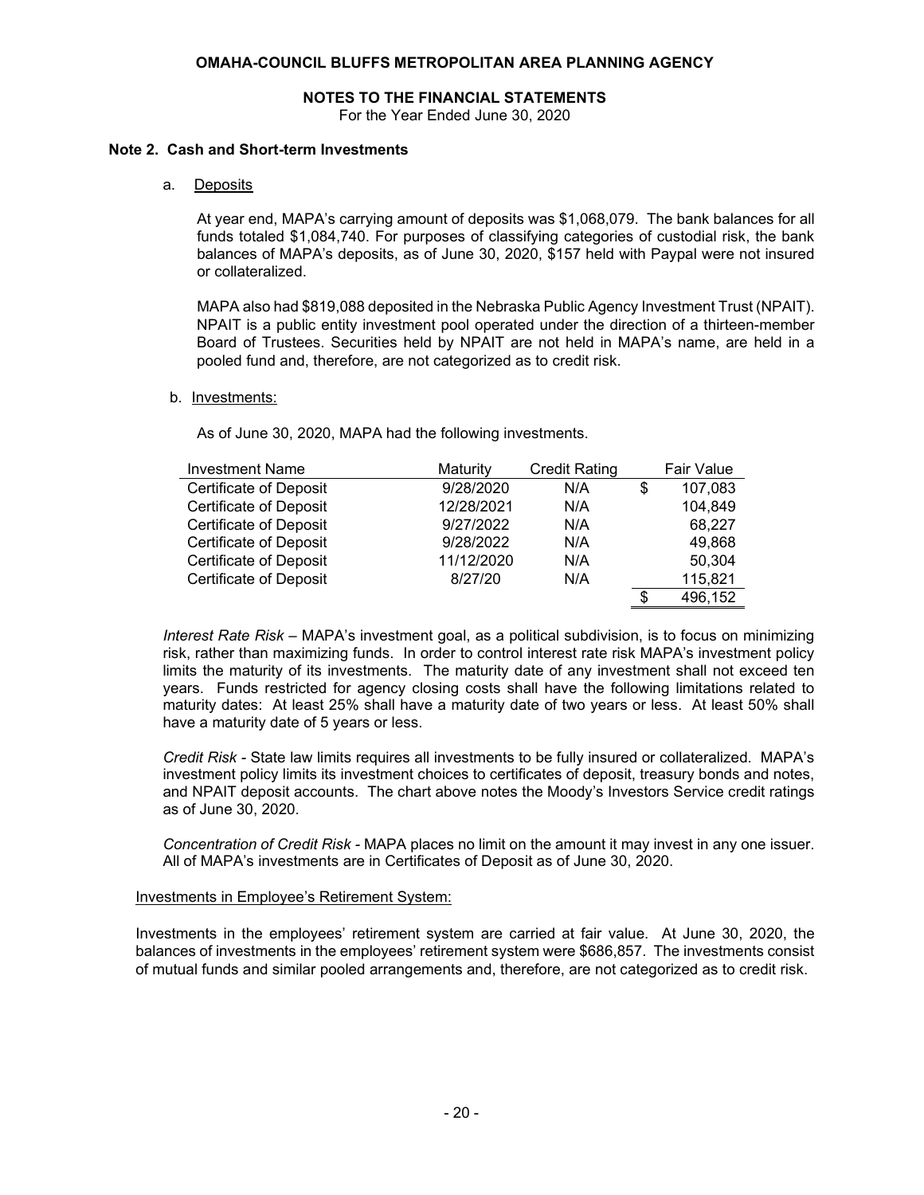**OMAHA-COUNCIL BLUFFS METROPOLITAN AREA PLANNING AGENCY**

**NOTES TO THE FINANCIAL STATEMENTS**

For the Year Ended June 30, 2020

### Note 2. Cash and Short-term Investments

a. Deposits

At year end, MAPA's carrying amount of deposits was $1,068,079. The bank balances for all funds totaled $1,084,740. For purposes of classifying categories of custodial risk, the bank balances of MAPA's deposits, as of June 30, 2020, $157 held with Paypal were not insured or collateralized.

MAPA also had $819,088 deposited in the Nebraska Public Agency Investment Trust (NPAIT). NPAIT is a public entity investment pool operated under the direction of a thirteen-member Board of Trustees. Securities held by NPAIT are not held in MAPA's name, are held in a pooled fund and, therefore, are not categorized as to credit risk.

b. Investments:

As of June 30, 2020, MAPA had the following investments.

| Investment Name | Maturity | Credit Rating | Fair Value |
|---|---|---|---|
| Certificate of Deposit | 9/28/2020 | N/A | $ 107,083 |
| Certificate of Deposit | 12/28/2021 | N/A | 104,849 |
| Certificate of Deposit | 9/27/2022 | N/A | 68,227 |
| Certificate of Deposit | 9/28/2022 | N/A | 49,868 |
| Certificate of Deposit | 11/12/2020 | N/A | 50,304 |
| Certificate of Deposit | 8/27/20 | N/A | 115,821 |
| | | | $ 496,152 |

*Interest Rate Risk* – MAPA's investment goal, as a political subdivision, is to focus on minimizing risk, rather than maximizing funds. In order to control interest rate risk MAPA's investment policy limits the maturity of its investments. The maturity date of any investment shall not exceed ten years. Funds restricted for agency closing costs shall have the following limitations related to maturity dates: At least 25% shall have a maturity date of two years or less. At least 50% shall have a maturity date of 5 years or less.

*Credit Risk* - State law limits requires all investments to be fully insured or collateralized. MAPA's investment policy limits its investment choices to certificates of deposit, treasury bonds and notes, and NPAIT deposit accounts. The chart above notes the Moody's Investors Service credit ratings as of June 30, 2020.

*Concentration of Credit Risk* - MAPA places no limit on the amount it may invest in any one issuer. All of MAPA's investments are in Certificates of Deposit as of June 30, 2020.

Investments in Employee's Retirement System:

Investments in the employees' retirement system are carried at fair value. At June 30, 2020, the balances of investments in the employees' retirement system were $686,857. The investments consist of mutual funds and similar pooled arrangements and, therefore, are not categorized as to credit risk.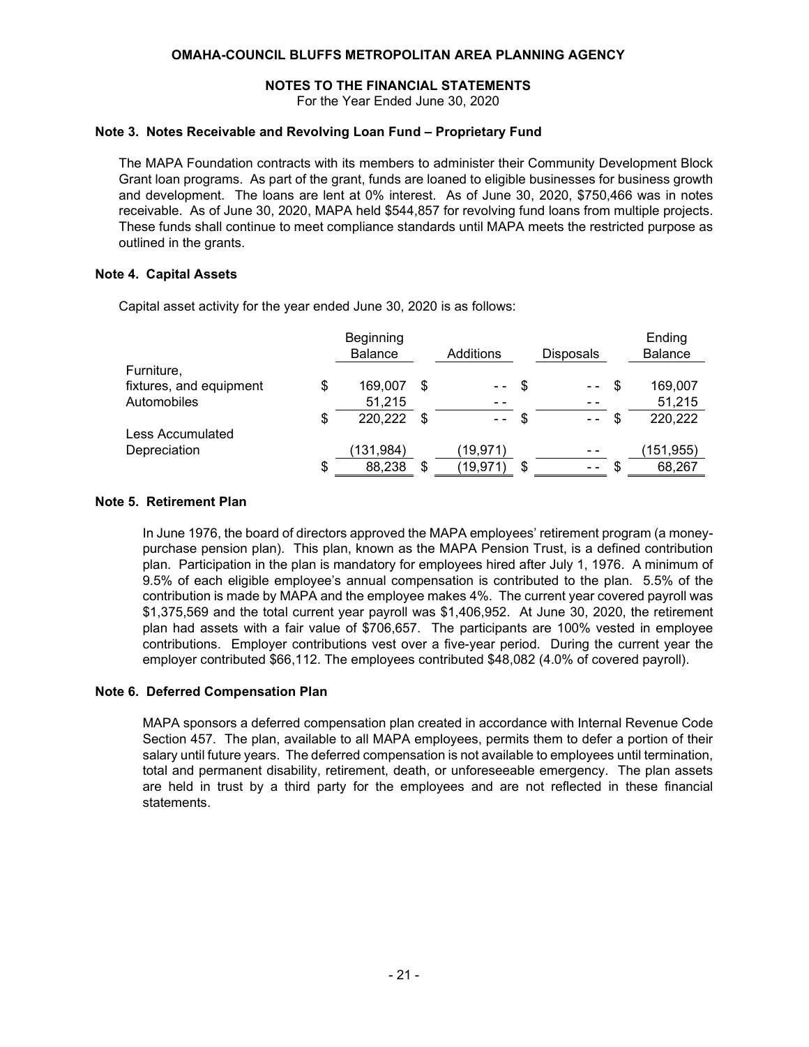**OMAHA-COUNCIL BLUFFS METROPOLITAN AREA PLANNING AGENCY**

**NOTES TO THE FINANCIAL STATEMENTS**
For the Year Ended June 30, 2020

### Note 3. Notes Receivable and Revolving Loan Fund – Proprietary Fund

The MAPA Foundation contracts with its members to administer their Community Development Block Grant loan programs. As part of the grant, funds are loaned to eligible businesses for business growth and development. The loans are lent at 0% interest. As of June 30, 2020, $750,466 was in notes receivable. As of June 30, 2020, MAPA held $544,857 for revolving fund loans from multiple projects. These funds shall continue to meet compliance standards until MAPA meets the restricted purpose as outlined in the grants.

### Note 4. Capital Assets

Capital asset activity for the year ended June 30, 2020 is as follows:

| | Beginning Balance | Additions | Disposals | Ending Balance |
|---|---|---|---|---|
| Furniture, fixtures, and equipment | $ 169,007 | $ - - | $ - - | $ 169,007 |
| Automobiles | 51,215 | - - | - - | 51,215 |
| | $ 220,222 | $ - - | $ - - | $ 220,222 |
| Less Accumulated Depreciation | (131,984) | (19,971) | - - | (151,955) |
| | $ 88,238 | $ (19,971) | $ - - | $ 68,267 |

### Note 5. Retirement Plan

In June 1976, the board of directors approved the MAPA employees' retirement program (a money-purchase pension plan). This plan, known as the MAPA Pension Trust, is a defined contribution plan. Participation in the plan is mandatory for employees hired after July 1, 1976. A minimum of 9.5% of each eligible employee's annual compensation is contributed to the plan. 5.5% of the contribution is made by MAPA and the employee makes 4%. The current year covered payroll was $1,375,569 and the total current year payroll was $1,406,952. At June 30, 2020, the retirement plan had assets with a fair value of $706,657. The participants are 100% vested in employee contributions. Employer contributions vest over a five-year period. During the current year the employer contributed $66,112. The employees contributed $48,082 (4.0% of covered payroll).

### Note 6. Deferred Compensation Plan

MAPA sponsors a deferred compensation plan created in accordance with Internal Revenue Code Section 457. The plan, available to all MAPA employees, permits them to defer a portion of their salary until future years. The deferred compensation is not available to employees until termination, total and permanent disability, retirement, death, or unforeseeable emergency. The plan assets are held in trust by a third party for the employees and are not reflected in these financial statements.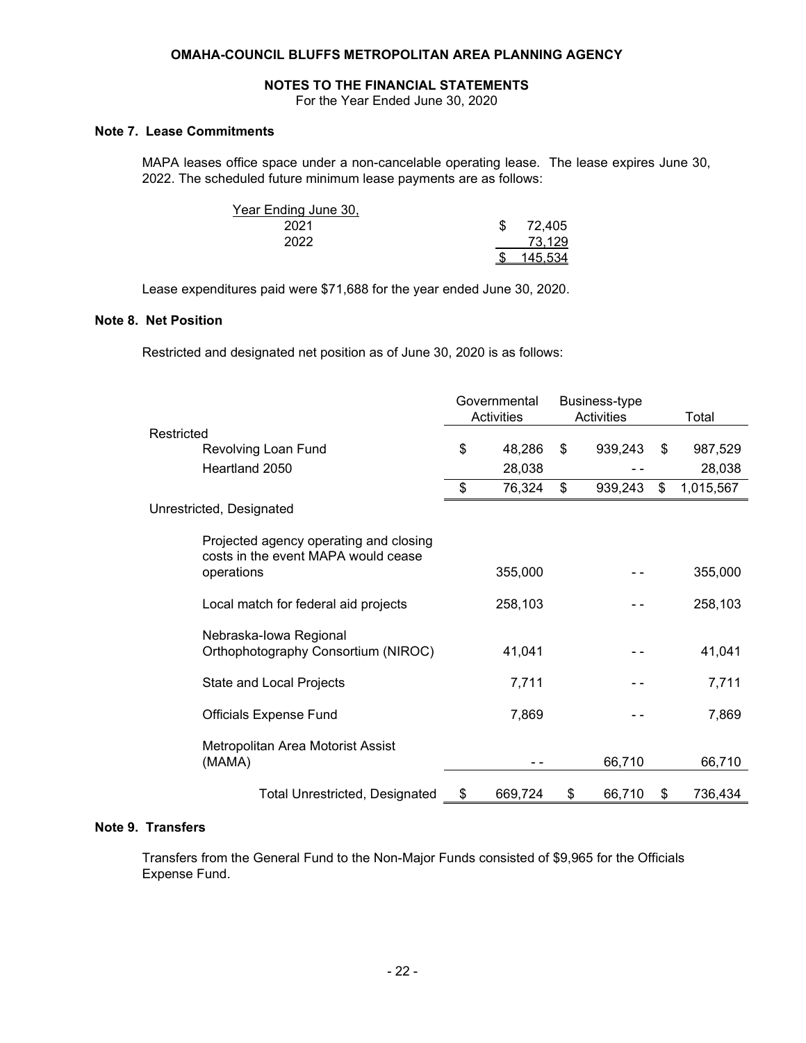**OMAHA-COUNCIL BLUFFS METROPOLITAN AREA PLANNING AGENCY**

**NOTES TO THE FINANCIAL STATEMENTS**

For the Year Ended June 30, 2020

### Note 7. Lease Commitments

MAPA leases office space under a non-cancelable operating lease. The lease expires June 30, 2022. The scheduled future minimum lease payments are as follows:

| Year Ending June 30, | |
|---|---|
| 2021 | $ 72,405 |
| 2022 | 73,129 |
| | $ 145,534 |

Lease expenditures paid were $71,688 for the year ended June 30, 2020.

### Note 8. Net Position

Restricted and designated net position as of June 30, 2020 is as follows:

| | Governmental Activities | Business-type Activities | Total |
|---|---|---|---|
| Restricted | | | |
| Revolving Loan Fund | $ 48,286 | $ 939,243 | $ 987,529 |
| Heartland 2050 | 28,038 | - - | 28,038 |
| | $ 76,324 | $ 939,243 | $ 1,015,567 |
| Unrestricted, Designated | | | |
| Projected agency operating and closing costs in the event MAPA would cease operations | 355,000 | - - | 355,000 |
| Local match for federal aid projects | 258,103 | - - | 258,103 |
| Nebraska-Iowa Regional Orthophotography Consortium (NIROC) | 41,041 | - - | 41,041 |
| State and Local Projects | 7,711 | - - | 7,711 |
| Officials Expense Fund | 7,869 | - - | 7,869 |
| Metropolitan Area Motorist Assist (MAMA) | - - | 66,710 | 66,710 |
| Total Unrestricted, Designated | $ 669,724 | $ 66,710 | $ 736,434 |

### Note 9. Transfers

Transfers from the General Fund to the Non-Major Funds consisted of $9,965 for the Officials Expense Fund.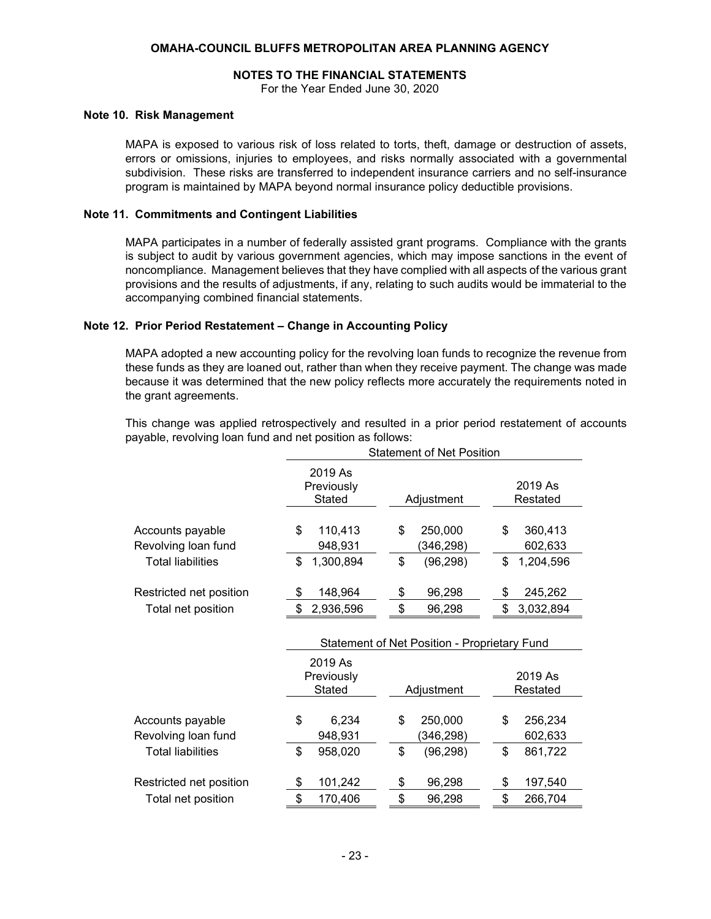**OMAHA-COUNCIL BLUFFS METROPOLITAN AREA PLANNING AGENCY**

**NOTES TO THE FINANCIAL STATEMENTS**
For the Year Ended June 30, 2020

### Note 10. Risk Management

MAPA is exposed to various risk of loss related to torts, theft, damage or destruction of assets, errors or omissions, injuries to employees, and risks normally associated with a governmental subdivision. These risks are transferred to independent insurance carriers and no self-insurance program is maintained by MAPA beyond normal insurance policy deductible provisions.

### Note 11. Commitments and Contingent Liabilities

MAPA participates in a number of federally assisted grant programs. Compliance with the grants is subject to audit by various government agencies, which may impose sanctions in the event of noncompliance. Management believes that they have complied with all aspects of the various grant provisions and the results of adjustments, if any, relating to such audits would be immaterial to the accompanying combined financial statements.

### Note 12. Prior Period Restatement – Change in Accounting Policy

MAPA adopted a new accounting policy for the revolving loan funds to recognize the revenue from these funds as they are loaned out, rather than when they receive payment. The change was made because it was determined that the new policy reflects more accurately the requirements noted in the grant agreements.

This change was applied retrospectively and resulted in a prior period restatement of accounts payable, revolving loan fund and net position as follows:

| | Statement of Net Position | | |
|---|---|---|---|
| | 2019 As Previously Stated | Adjustment | 2019 As Restated |
| Accounts payable | $ 110,413 | $ 250,000 | $ 360,413 |
| Revolving loan fund | 948,931 | (346,298) | 602,633 |
| Total liabilities | $ 1,300,894 | $ (96,298) | $ 1,204,596 |
| Restricted net position | $ 148,964 | $ 96,298 | $ 245,262 |
| Total net position | $ 2,936,596 | $ 96,298 | $ 3,032,894 |

| | Statement of Net Position - Proprietary Fund | | |
|---|---|---|---|
| | 2019 As Previously Stated | Adjustment | 2019 As Restated |
| Accounts payable | $ 6,234 | $ 250,000 | $ 256,234 |
| Revolving loan fund | 948,931 | (346,298) | 602,633 |
| Total liabilities | $ 958,020 | $ (96,298) | $ 861,722 |
| Restricted net position | $ 101,242 | $ 96,298 | $ 197,540 |
| Total net position | $ 170,406 | $ 96,298 | $ 266,704 |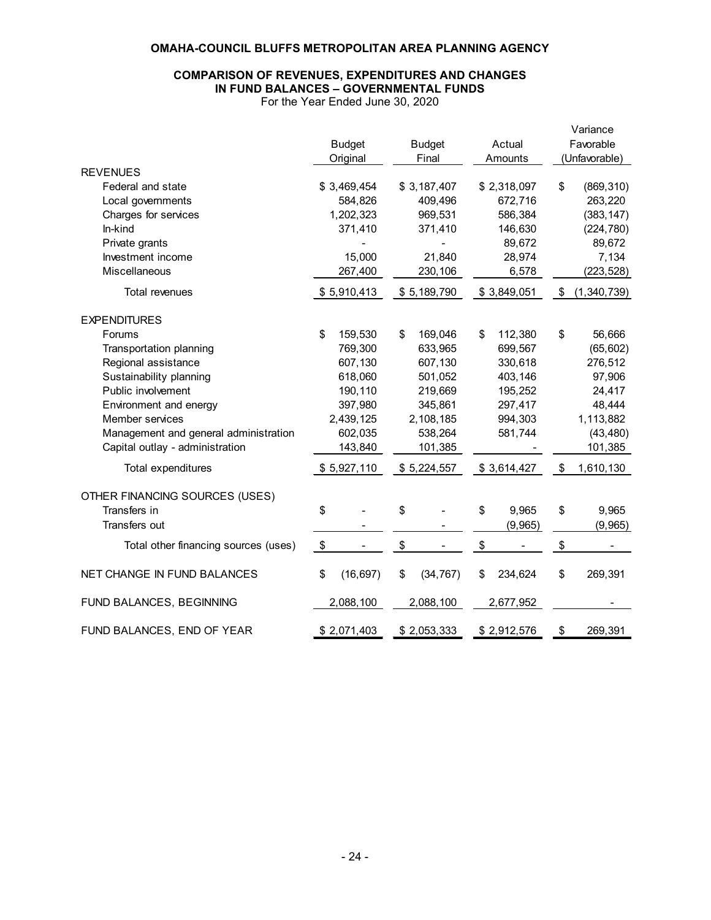**OMAHA-COUNCIL BLUFFS METROPOLITAN AREA PLANNING AGENCY**

**COMPARISON OF REVENUES, EXPENDITURES AND CHANGES IN FUND BALANCES – GOVERNMENTAL FUNDS**

For the Year Ended June 30, 2020

| | Budget Original | Budget Final | Actual Amounts | Variance Favorable (Unfavorable) |
|---|---|---|---|---|
| REVENUES | | | | |
| Federal and state | $ 3,469,454 | $ 3,187,407 | $ 2,318,097 | $ (869,310) |
| Local governments | 584,826 | 409,496 | 672,716 | 263,220 |
| Charges for services | 1,202,323 | 969,531 | 586,384 | (383,147) |
| In-kind | 371,410 | 371,410 | 146,630 | (224,780) |
| Private grants | - | - | 89,672 | 89,672 |
| Investment income | 15,000 | 21,840 | 28,974 | 7,134 |
| Miscellaneous | 267,400 | 230,106 | 6,578 | (223,528) |
| Total revenues | $ 5,910,413 | $ 5,189,790 | $ 3,849,051 | $ (1,340,739) |
| EXPENDITURES | | | | |
| Forums | $ 159,530 | $ 169,046 | $ 112,380 | $ 56,666 |
| Transportation planning | 769,300 | 633,965 | 699,567 | (65,602) |
| Regional assistance | 607,130 | 607,130 | 330,618 | 276,512 |
| Sustainability planning | 618,060 | 501,052 | 403,146 | 97,906 |
| Public involvement | 190,110 | 219,669 | 195,252 | 24,417 |
| Environment and energy | 397,980 | 345,861 | 297,417 | 48,444 |
| Member services | 2,439,125 | 2,108,185 | 994,303 | 1,113,882 |
| Management and general administration | 602,035 | 538,264 | 581,744 | (43,480) |
| Capital outlay - administration | 143,840 | 101,385 | - | 101,385 |
| Total expenditures | $ 5,927,110 | $ 5,224,557 | $ 3,614,427 | $ 1,610,130 |
| OTHER FINANCING SOURCES (USES) | | | | |
| Transfers in | $ - | $ - | $ 9,965 | $ 9,965 |
| Transfers out | - | - | (9,965) | (9,965) |
| Total other financing sources (uses) | $ - | $ - | $ - | $ - |
| NET CHANGE IN FUND BALANCES | $ (16,697) | $ (34,767) | $ 234,624 | $ 269,391 |
| FUND BALANCES, BEGINNING | 2,088,100 | 2,088,100 | 2,677,952 | - |
| FUND BALANCES, END OF YEAR | $ 2,071,403 | $ 2,053,333 | $ 2,912,576 | $ 269,391 |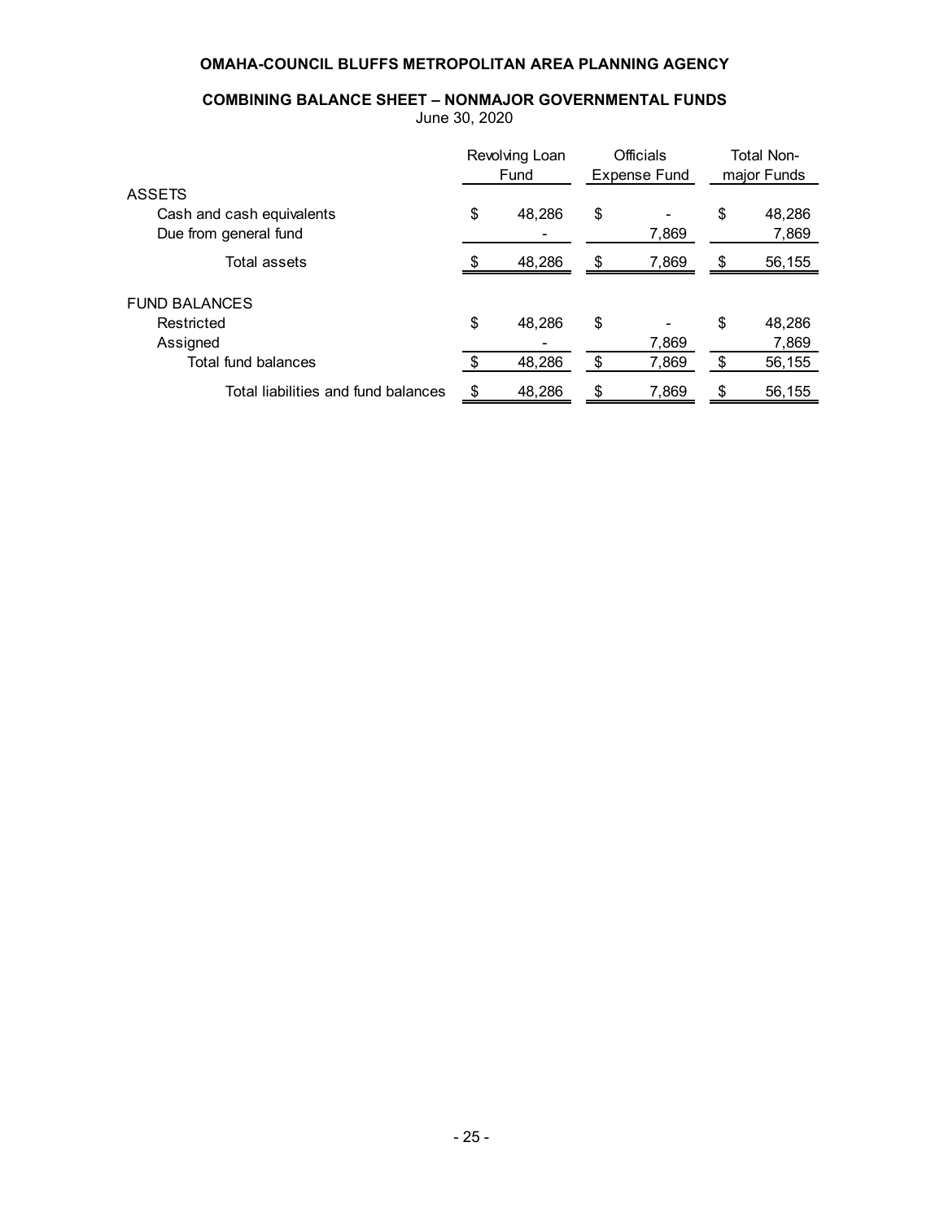# OMAHA-COUNCIL BLUFFS METROPOLITAN AREA PLANNING AGENCY

## COMBINING BALANCE SHEET – NONMAJOR GOVERNMENTAL FUNDS

June 30, 2020

| | Revolving Loan Fund | Officials Expense Fund | Total Non-major Funds |
|---|---|---|---|
| ASSETS | | | |
| Cash and cash equivalents | $ 48,286 | $ - | $ 48,286 |
| Due from general fund | - | 7,869 | 7,869 |
| Total assets | $ 48,286 | $ 7,869 | $ 56,155 |
| FUND BALANCES | | | |
| Restricted | $ 48,286 | $ - | $ 48,286 |
| Assigned | - | 7,869 | 7,869 |
| Total fund balances | $ 48,286 | $ 7,869 | $ 56,155 |
| Total liabilities and fund balances | $ 48,286 | $ 7,869 | $ 56,155 |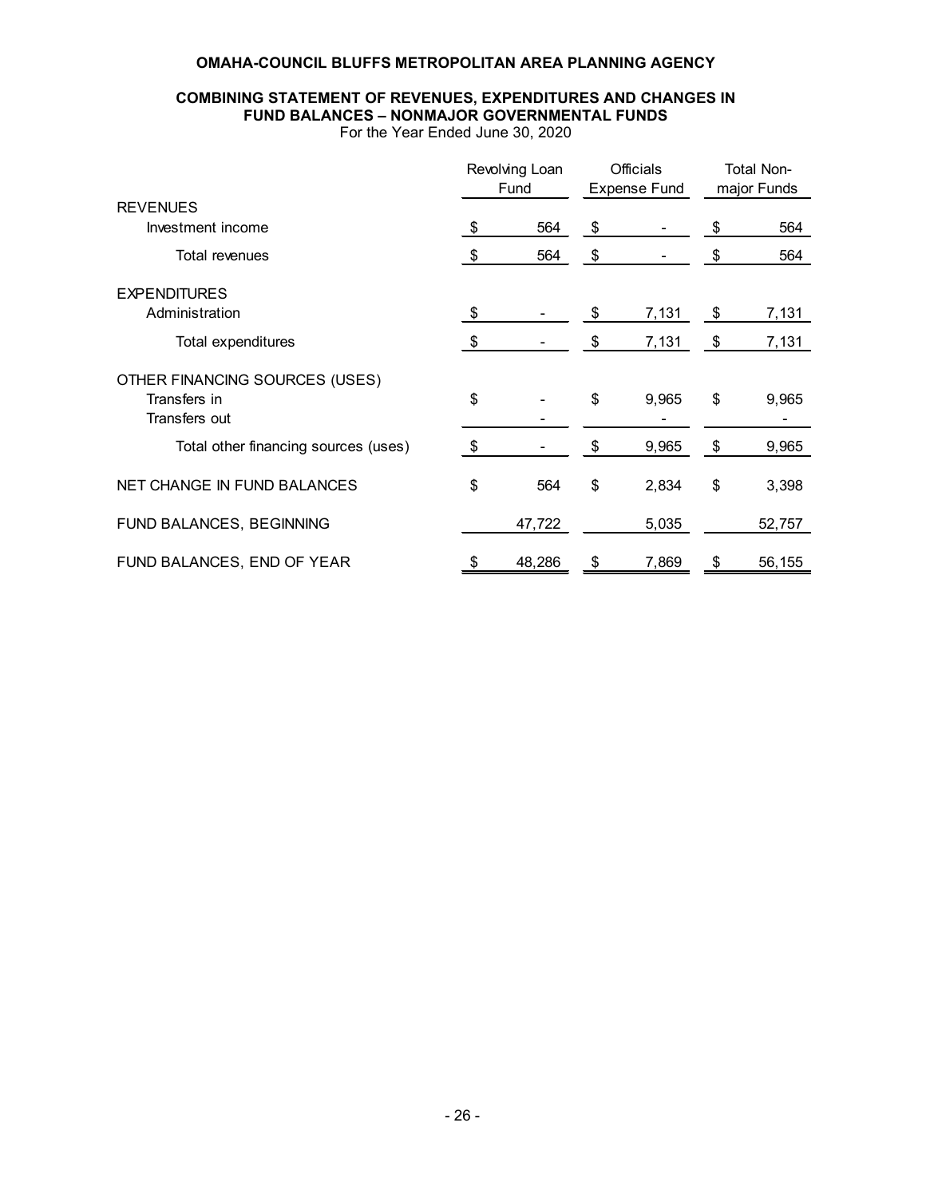**OMAHA-COUNCIL BLUFFS METROPOLITAN AREA PLANNING AGENCY**

**COMBINING STATEMENT OF REVENUES, EXPENDITURES AND CHANGES IN FUND BALANCES – NONMAJOR GOVERNMENTAL FUNDS**

For the Year Ended June 30, 2020

| | Revolving Loan Fund | Officials Expense Fund | Total Non-major Funds |
|---|---|---|---|
| **REVENUES** | | | |
| Investment income | $ 564 | $ - | $ 564 |
| Total revenues | $ 564 | $ - | $ 564 |
| **EXPENDITURES** | | | |
| Administration | $ - | $ 7,131 | $ 7,131 |
| Total expenditures | $ - | $ 7,131 | $ 7,131 |
| **OTHER FINANCING SOURCES (USES)** | | | |
| Transfers in | $ - | $ 9,965 | $ 9,965 |
| Transfers out | - | - | - |
| Total other financing sources (uses) | $ - | $ 9,965 | $ 9,965 |
| NET CHANGE IN FUND BALANCES | $ 564 | $ 2,834 | $ 3,398 |
| FUND BALANCES, BEGINNING | 47,722 | 5,035 | 52,757 |
| FUND BALANCES, END OF YEAR | $ 48,286 | $ 7,869 | $ 56,155 |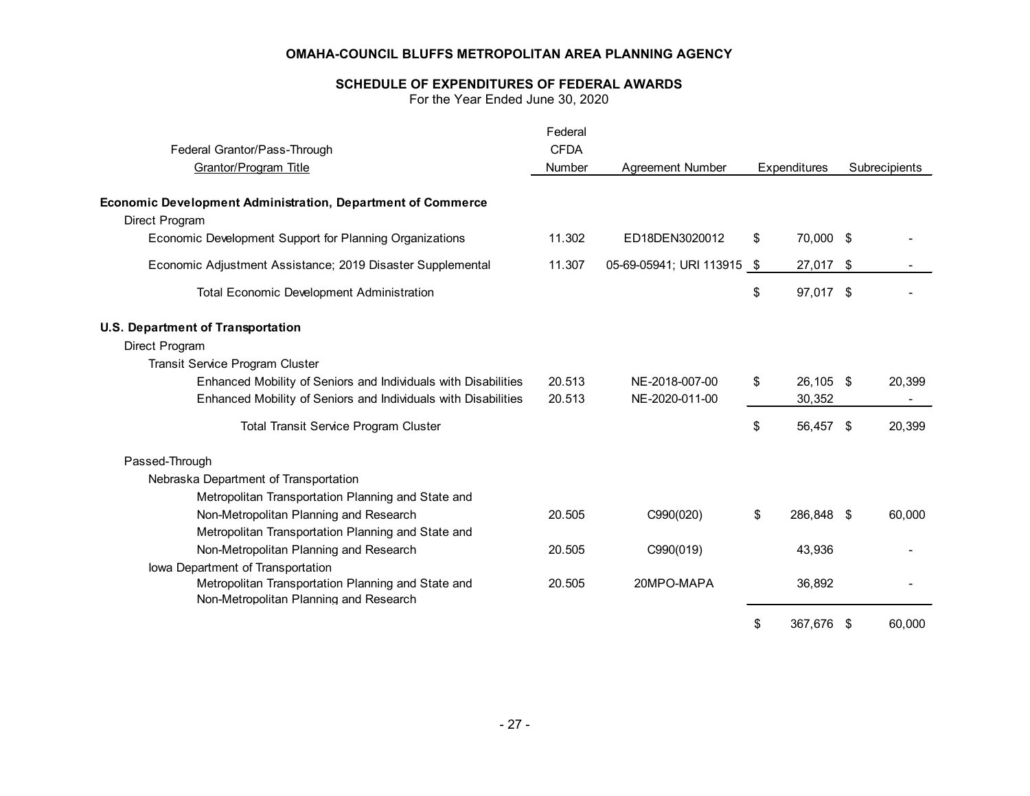**OMAHA-COUNCIL BLUFFS METROPOLITAN AREA PLANNING AGENCY**

**SCHEDULE OF EXPENDITURES OF FEDERAL AWARDS**
For the Year Ended June 30, 2020

| Federal Grantor/Pass-Through Grantor/Program Title | Federal CFDA Number | Agreement Number | Expenditures | Subrecipients |
|---|---|---|---|---|
| **Economic Development Administration, Department of Commerce** | | | | |
| Direct Program | | | | |
| Economic Development Support for Planning Organizations | 11.302 | ED18DEN3020012 | $ 70,000 | $ - |
| Economic Adjustment Assistance; 2019 Disaster Supplemental | 11.307 | 05-69-05941; URI 113915 | $ 27,017 | $ - |
| Total Economic Development Administration | | | $ 97,017 | $ - |
| **U.S. Department of Transportation** | | | | |
| Direct Program | | | | |
| Transit Service Program Cluster | | | | |
| Enhanced Mobility of Seniors and Individuals with Disabilities | 20.513 | NE-2018-007-00 | $ 26,105 | $ 20,399 |
| Enhanced Mobility of Seniors and Individuals with Disabilities | 20.513 | NE-2020-011-00 | 30,352 | - |
| Total Transit Service Program Cluster | | | $ 56,457 | $ 20,399 |
| Passed-Through | | | | |
| Nebraska Department of Transportation | | | | |
| Metropolitan Transportation Planning and State and Non-Metropolitan Planning and Research | 20.505 | C990(020) | $ 286,848 | $ 60,000 |
| Metropolitan Transportation Planning and State and Non-Metropolitan Planning and Research | 20.505 | C990(019) | 43,936 | - |
| Iowa Department of Transportation | | | | |
| Metropolitan Transportation Planning and State and Non-Metropolitan Planning and Research | 20.505 | 20MPO-MAPA | 36,892 | - |
| | | | $ 367,676 | $ 60,000 |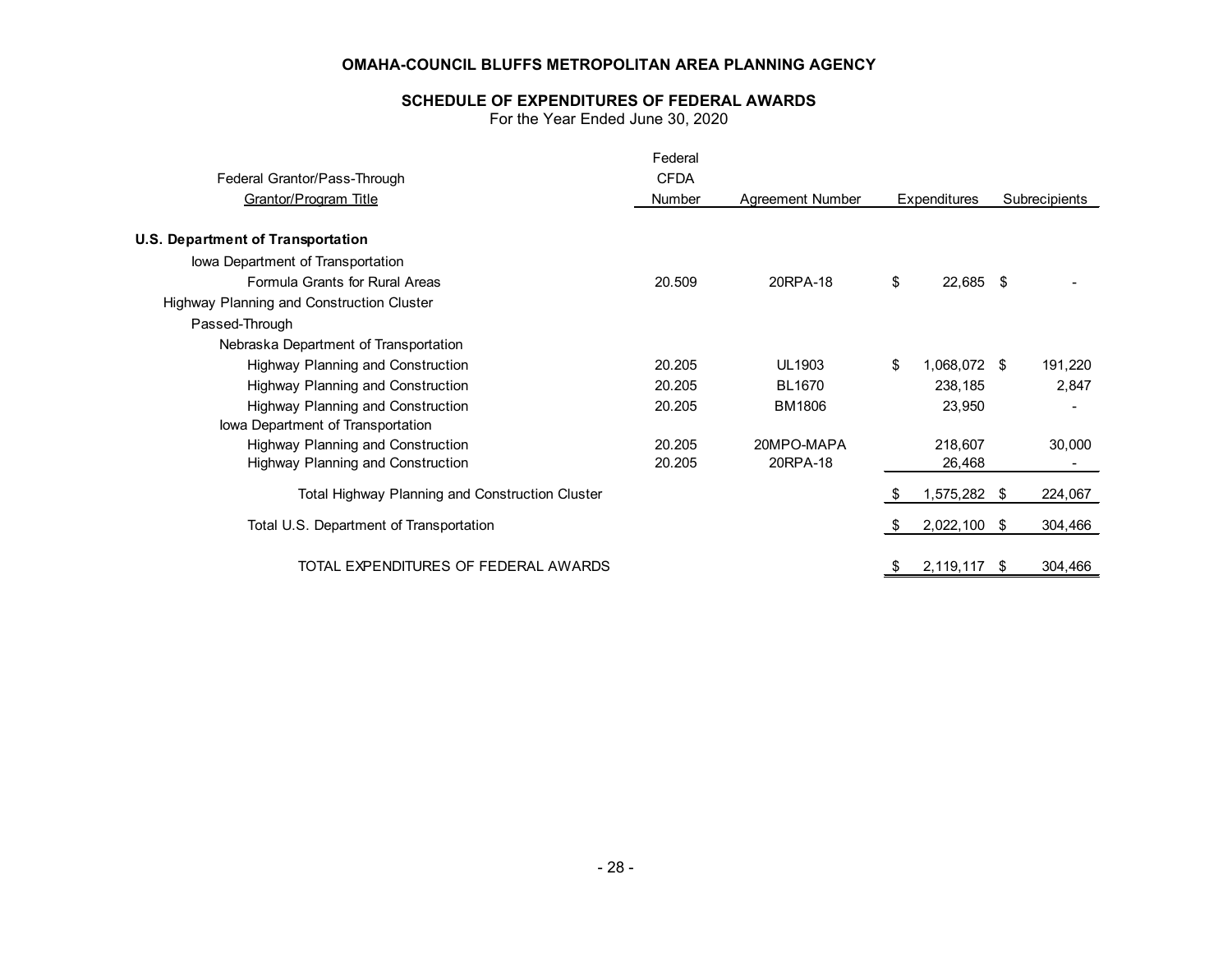# OMAHA-COUNCIL BLUFFS METROPOLITAN AREA PLANNING AGENCY

## SCHEDULE OF EXPENDITURES OF FEDERAL AWARDS

For the Year Ended June 30, 2020

| Federal Grantor/Pass-Through Grantor/Program Title | Federal CFDA Number | Agreement Number | Expenditures | Subrecipients |
|---|---|---|---|---|
| **U.S. Department of Transportation** | | | | |
| Iowa Department of Transportation | | | | |
| Formula Grants for Rural Areas | 20.509 | 20RPA-18 | $ 22,685 | $ - |
| Highway Planning and Construction Cluster | | | | |
| Passed-Through | | | | |
| Nebraska Department of Transportation | | | | |
| Highway Planning and Construction | 20.205 | UL1903 | $ 1,068,072 | $ 191,220 |
| Highway Planning and Construction | 20.205 | BL1670 | 238,185 | 2,847 |
| Highway Planning and Construction | 20.205 | BM1806 | 23,950 | - |
| Iowa Department of Transportation | | | | |
| Highway Planning and Construction | 20.205 | 20MPO-MAPA | 218,607 | 30,000 |
| Highway Planning and Construction | 20.205 | 20RPA-18 | 26,468 | - |
| Total Highway Planning and Construction Cluster | | | $ 1,575,282 | $ 224,067 |
| Total U.S. Department of Transportation | | | $ 2,022,100 | $ 304,466 |
| TOTAL EXPENDITURES OF FEDERAL AWARDS | | | $ 2,119,117 | $ 304,466 |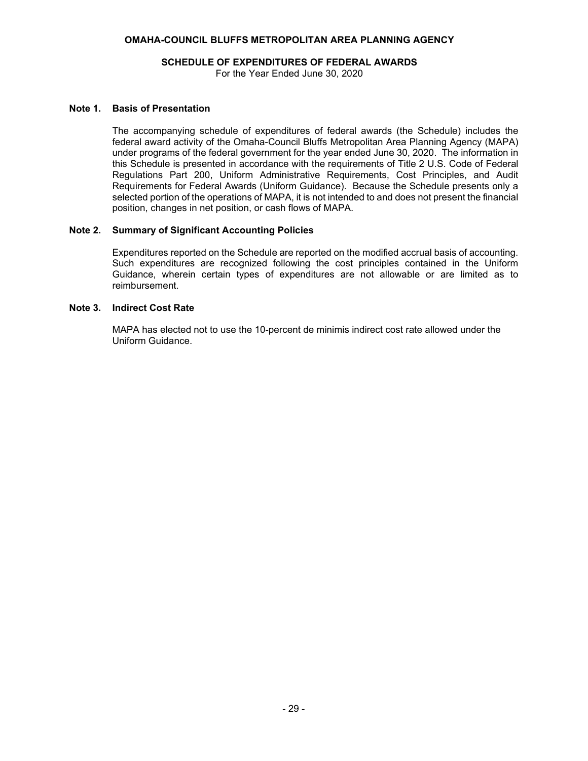**OMAHA-COUNCIL BLUFFS METROPOLITAN AREA PLANNING AGENCY**

**SCHEDULE OF EXPENDITURES OF FEDERAL AWARDS**

For the Year Ended June 30, 2020

**Note 1. Basis of Presentation**

The accompanying schedule of expenditures of federal awards (the Schedule) includes the federal award activity of the Omaha-Council Bluffs Metropolitan Area Planning Agency (MAPA) under programs of the federal government for the year ended June 30, 2020. The information in this Schedule is presented in accordance with the requirements of Title 2 U.S. Code of Federal Regulations Part 200, Uniform Administrative Requirements, Cost Principles, and Audit Requirements for Federal Awards (Uniform Guidance). Because the Schedule presents only a selected portion of the operations of MAPA, it is not intended to and does not present the financial position, changes in net position, or cash flows of MAPA.

**Note 2. Summary of Significant Accounting Policies**

Expenditures reported on the Schedule are reported on the modified accrual basis of accounting. Such expenditures are recognized following the cost principles contained in the Uniform Guidance, wherein certain types of expenditures are not allowable or are limited as to reimbursement.

**Note 3. Indirect Cost Rate**

MAPA has elected not to use the 10-percent de minimis indirect cost rate allowed under the Uniform Guidance.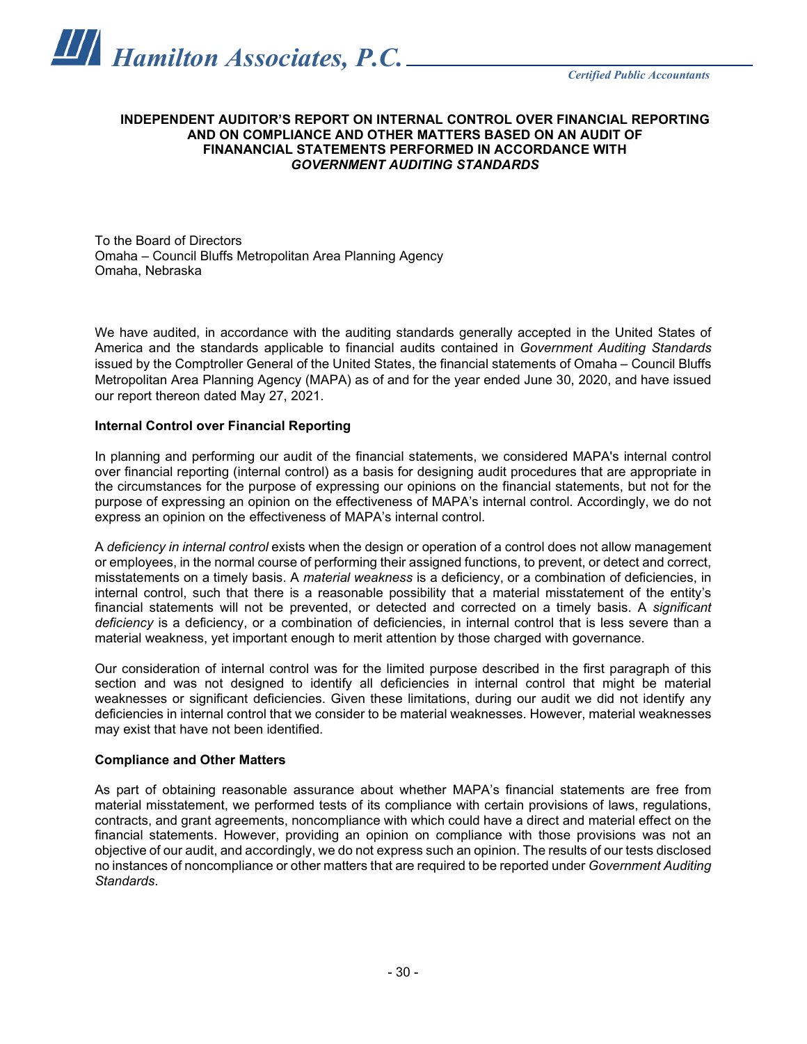**Hamilton Associates, P.C.**

*Certified Public Accountants*

**INDEPENDENT AUDITOR'S REPORT ON INTERNAL CONTROL OVER FINANCIAL REPORTING AND ON COMPLIANCE AND OTHER MATTERS BASED ON AN AUDIT OF FINANANCIAL STATEMENTS PERFORMED IN ACCORDANCE WITH *GOVERNMENT AUDITING STANDARDS***

To the Board of Directors
Omaha – Council Bluffs Metropolitan Area Planning Agency
Omaha, Nebraska

We have audited, in accordance with the auditing standards generally accepted in the United States of America and the standards applicable to financial audits contained in *Government Auditing Standards* issued by the Comptroller General of the United States, the financial statements of Omaha – Council Bluffs Metropolitan Area Planning Agency (MAPA) as of and for the year ended June 30, 2020, and have issued our report thereon dated May 27, 2021.

**Internal Control over Financial Reporting**

In planning and performing our audit of the financial statements, we considered MAPA's internal control over financial reporting (internal control) as a basis for designing audit procedures that are appropriate in the circumstances for the purpose of expressing our opinions on the financial statements, but not for the purpose of expressing an opinion on the effectiveness of MAPA's internal control. Accordingly, we do not express an opinion on the effectiveness of MAPA's internal control.

A *deficiency in internal control* exists when the design or operation of a control does not allow management or employees, in the normal course of performing their assigned functions, to prevent, or detect and correct, misstatements on a timely basis. A *material weakness* is a deficiency, or a combination of deficiencies, in internal control, such that there is a reasonable possibility that a material misstatement of the entity's financial statements will not be prevented, or detected and corrected on a timely basis. A *significant deficiency* is a deficiency, or a combination of deficiencies, in internal control that is less severe than a material weakness, yet important enough to merit attention by those charged with governance.

Our consideration of internal control was for the limited purpose described in the first paragraph of this section and was not designed to identify all deficiencies in internal control that might be material weaknesses or significant deficiencies. Given these limitations, during our audit we did not identify any deficiencies in internal control that we consider to be material weaknesses. However, material weaknesses may exist that have not been identified.

**Compliance and Other Matters**

As part of obtaining reasonable assurance about whether MAPA's financial statements are free from material misstatement, we performed tests of its compliance with certain provisions of laws, regulations, contracts, and grant agreements, noncompliance with which could have a direct and material effect on the financial statements. However, providing an opinion on compliance with those provisions was not an objective of our audit, and accordingly, we do not express such an opinion. The results of our tests disclosed no instances of noncompliance or other matters that are required to be reported under *Government Auditing Standards*.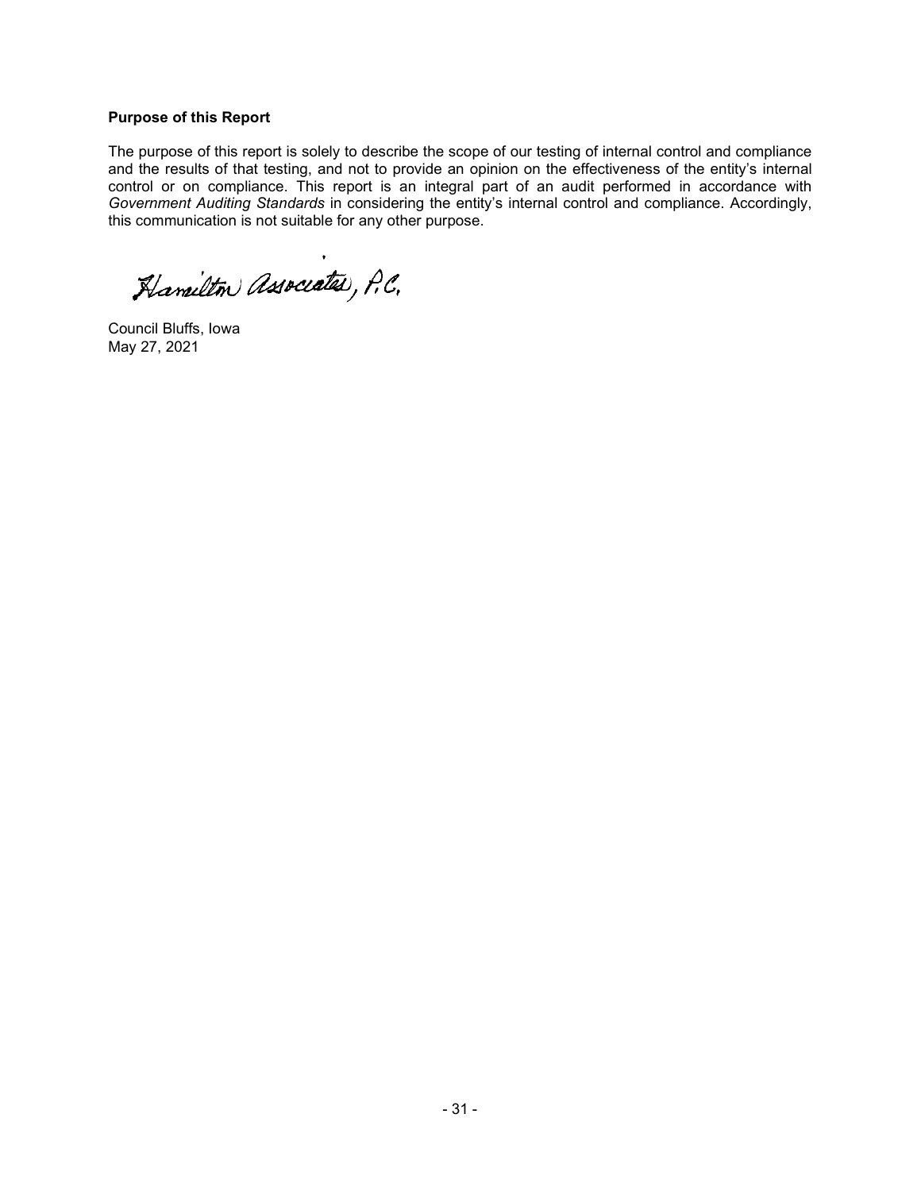**Purpose of this Report**

The purpose of this report is solely to describe the scope of our testing of internal control and compliance and the results of that testing, and not to provide an opinion on the effectiveness of the entity's internal control or on compliance. This report is an integral part of an audit performed in accordance with *Government Auditing Standards* in considering the entity's internal control and compliance. Accordingly, this communication is not suitable for any other purpose.

Hamilton Associates, P.C.

Council Bluffs, Iowa
May 27, 2021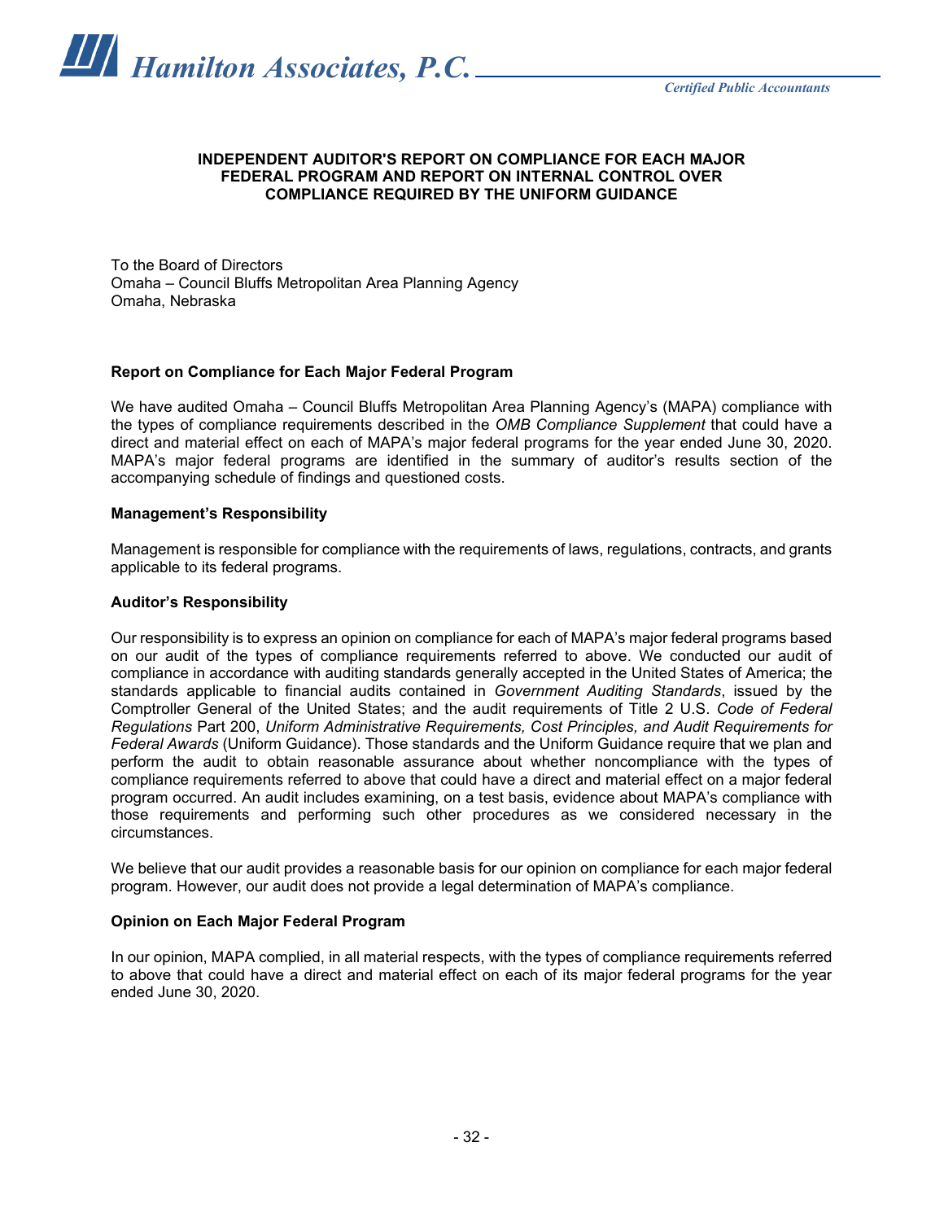**Hamilton Associates, P.C.**

*Certified Public Accountants*

## INDEPENDENT AUDITOR'S REPORT ON COMPLIANCE FOR EACH MAJOR FEDERAL PROGRAM AND REPORT ON INTERNAL CONTROL OVER COMPLIANCE REQUIRED BY THE UNIFORM GUIDANCE

To the Board of Directors
Omaha – Council Bluffs Metropolitan Area Planning Agency
Omaha, Nebraska

### Report on Compliance for Each Major Federal Program

We have audited Omaha – Council Bluffs Metropolitan Area Planning Agency's (MAPA) compliance with the types of compliance requirements described in the *OMB Compliance Supplement* that could have a direct and material effect on each of MAPA's major federal programs for the year ended June 30, 2020. MAPA's major federal programs are identified in the summary of auditor's results section of the accompanying schedule of findings and questioned costs.

### Management's Responsibility

Management is responsible for compliance with the requirements of laws, regulations, contracts, and grants applicable to its federal programs.

### Auditor's Responsibility

Our responsibility is to express an opinion on compliance for each of MAPA's major federal programs based on our audit of the types of compliance requirements referred to above. We conducted our audit of compliance in accordance with auditing standards generally accepted in the United States of America; the standards applicable to financial audits contained in *Government Auditing Standards*, issued by the Comptroller General of the United States; and the audit requirements of Title 2 U.S. *Code of Federal Regulations* Part 200, *Uniform Administrative Requirements, Cost Principles, and Audit Requirements for Federal Awards* (Uniform Guidance). Those standards and the Uniform Guidance require that we plan and perform the audit to obtain reasonable assurance about whether noncompliance with the types of compliance requirements referred to above that could have a direct and material effect on a major federal program occurred. An audit includes examining, on a test basis, evidence about MAPA's compliance with those requirements and performing such other procedures as we considered necessary in the circumstances.

We believe that our audit provides a reasonable basis for our opinion on compliance for each major federal program. However, our audit does not provide a legal determination of MAPA's compliance.

### Opinion on Each Major Federal Program

In our opinion, MAPA complied, in all material respects, with the types of compliance requirements referred to above that could have a direct and material effect on each of its major federal programs for the year ended June 30, 2020.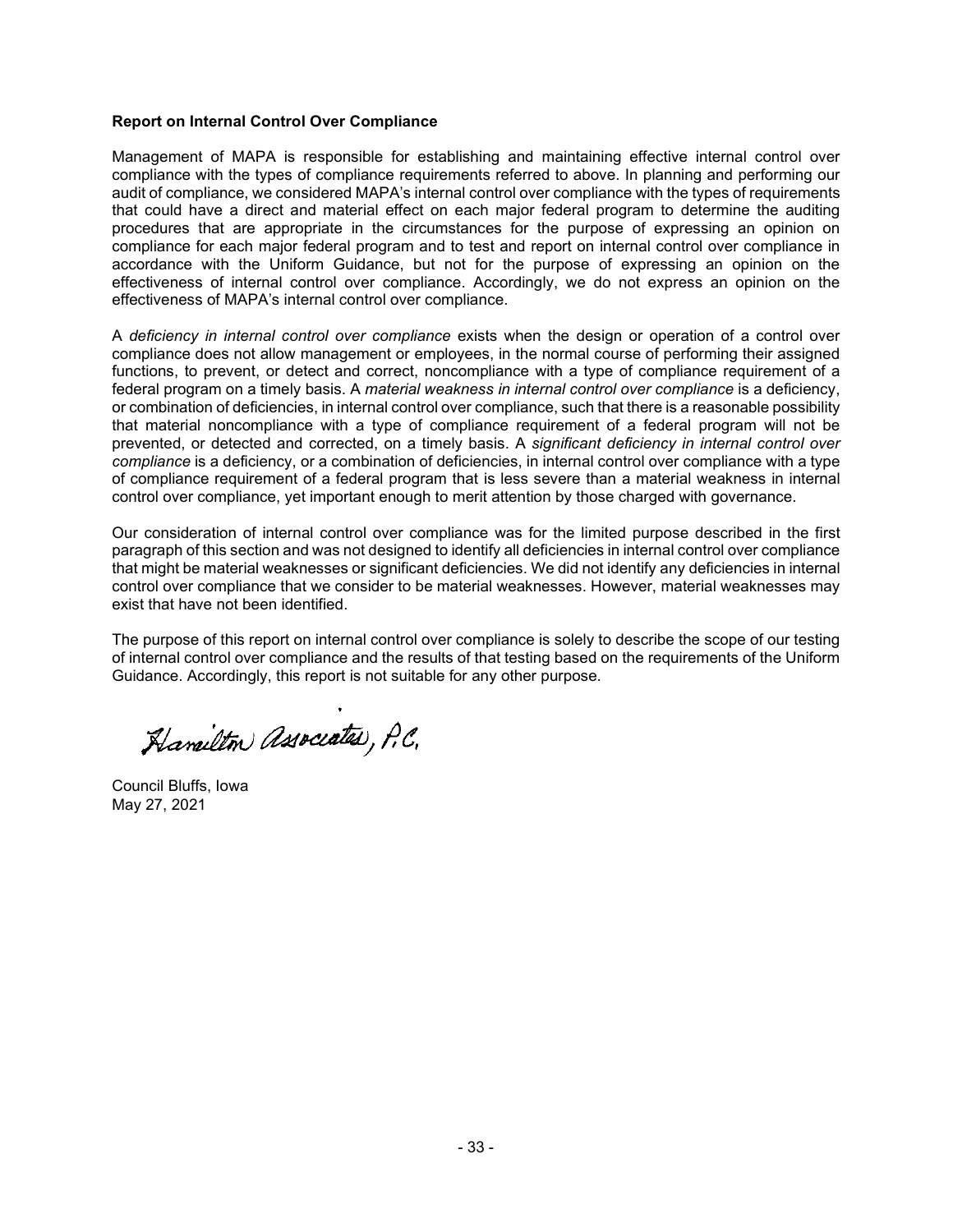**Report on Internal Control Over Compliance**

Management of MAPA is responsible for establishing and maintaining effective internal control over compliance with the types of compliance requirements referred to above. In planning and performing our audit of compliance, we considered MAPA's internal control over compliance with the types of requirements that could have a direct and material effect on each major federal program to determine the auditing procedures that are appropriate in the circumstances for the purpose of expressing an opinion on compliance for each major federal program and to test and report on internal control over compliance in accordance with the Uniform Guidance, but not for the purpose of expressing an opinion on the effectiveness of internal control over compliance. Accordingly, we do not express an opinion on the effectiveness of MAPA's internal control over compliance.

A *deficiency in internal control over compliance* exists when the design or operation of a control over compliance does not allow management or employees, in the normal course of performing their assigned functions, to prevent, or detect and correct, noncompliance with a type of compliance requirement of a federal program on a timely basis. A *material weakness in internal control over compliance* is a deficiency, or combination of deficiencies, in internal control over compliance, such that there is a reasonable possibility that material noncompliance with a type of compliance requirement of a federal program will not be prevented, or detected and corrected, on a timely basis. A *significant deficiency in internal control over compliance* is a deficiency, or a combination of deficiencies, in internal control over compliance with a type of compliance requirement of a federal program that is less severe than a material weakness in internal control over compliance, yet important enough to merit attention by those charged with governance.

Our consideration of internal control over compliance was for the limited purpose described in the first paragraph of this section and was not designed to identify all deficiencies in internal control over compliance that might be material weaknesses or significant deficiencies. We did not identify any deficiencies in internal control over compliance that we consider to be material weaknesses. However, material weaknesses may exist that have not been identified.

The purpose of this report on internal control over compliance is solely to describe the scope of our testing of internal control over compliance and the results of that testing based on the requirements of the Uniform Guidance. Accordingly, this report is not suitable for any other purpose.

Hamilton Associates, P.C.

Council Bluffs, Iowa
May 27, 2021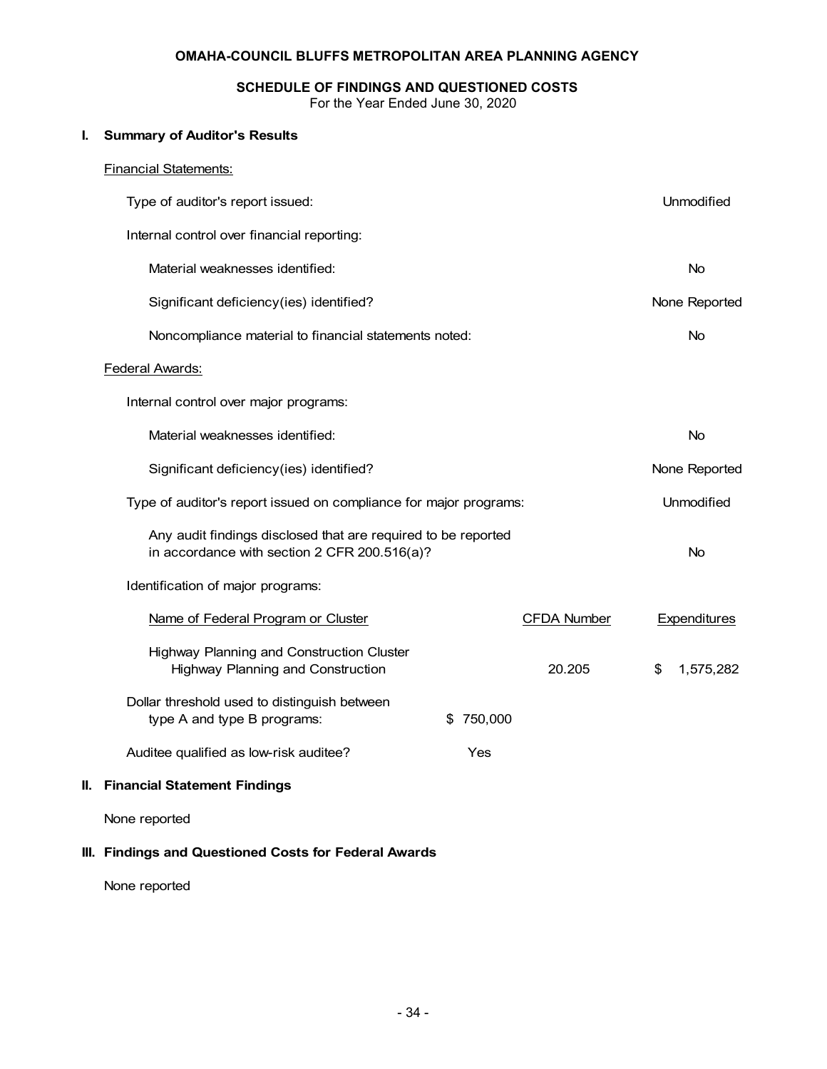# OMAHA-COUNCIL BLUFFS METROPOLITAN AREA PLANNING AGENCY

## SCHEDULE OF FINDINGS AND QUESTIONED COSTS

For the Year Ended June 30, 2020

### I. Summary of Auditor's Results

Financial Statements:

| | |
|---|---|
| Type of auditor's report issued: | Unmodified |
| Internal control over financial reporting: | |
| Material weaknesses identified: | No |
| Significant deficiency(ies) identified? | None Reported |
| Noncompliance material to financial statements noted: | No |

Federal Awards:

| | |
|---|---|
| Internal control over major programs: | |
| Material weaknesses identified: | No |
| Significant deficiency(ies) identified? | None Reported |
| Type of auditor's report issued on compliance for major programs: | Unmodified |
| Any audit findings disclosed that are required to be reported in accordance with section 2 CFR 200.516(a)? | No |

Identification of major programs:

| Name of Federal Program or Cluster | CFDA Number | Expenditures |
|---|---|---|
| Highway Planning and Construction Cluster | | |
| Highway Planning and Construction | 20.205 | $ 1,575,282 |

| | |
|---|---|
| Dollar threshold used to distinguish between type A and type B programs: | $ 750,000 |
| Auditee qualified as low-risk auditee? | Yes |

### II. Financial Statement Findings

None reported

### III. Findings and Questioned Costs for Federal Awards

None reported